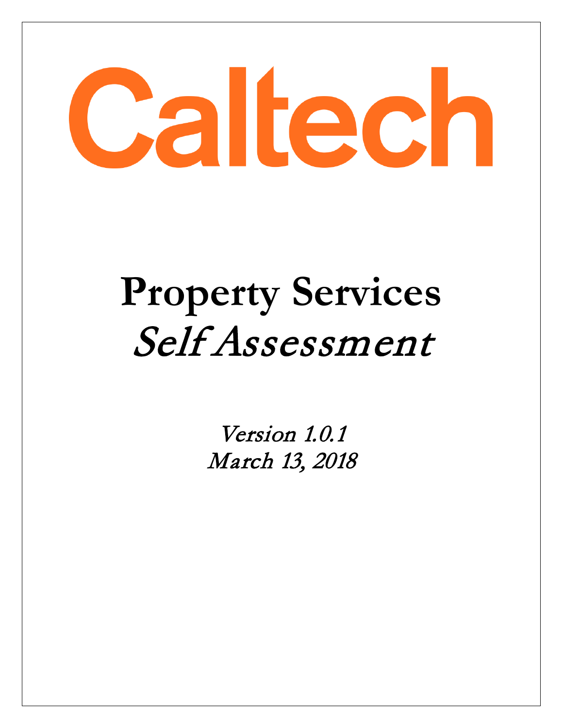# Caltech

# **Property Services**

## *Self Assessment*

*Version 1.0.1*
*March 13, 2018*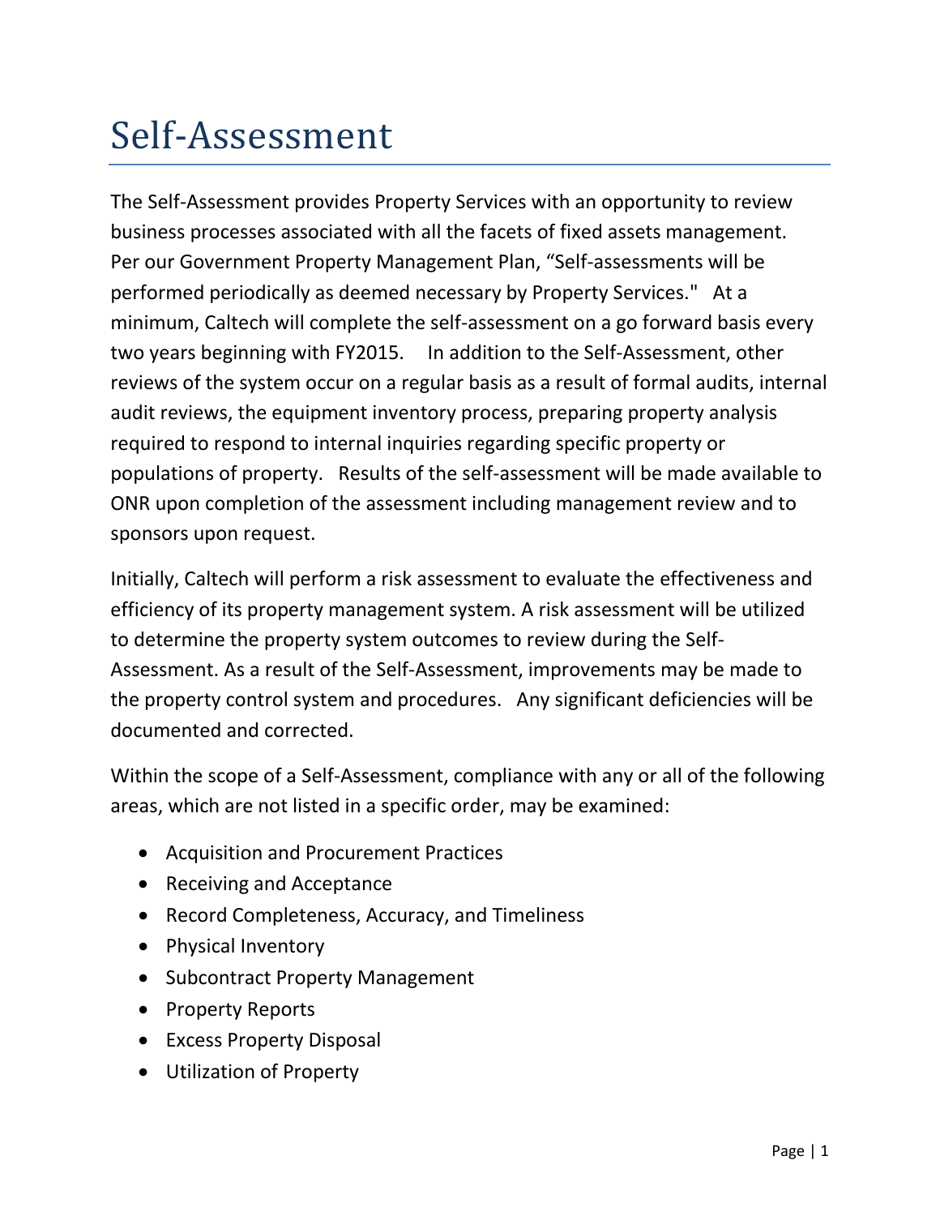# Self-Assessment

The Self-Assessment provides Property Services with an opportunity to review business processes associated with all the facets of fixed assets management. Per our Government Property Management Plan, "Self-assessments will be performed periodically as deemed necessary by Property Services." At a minimum, Caltech will complete the self-assessment on a go forward basis every two years beginning with FY2015. In addition to the Self-Assessment, other reviews of the system occur on a regular basis as a result of formal audits, internal audit reviews, the equipment inventory process, preparing property analysis required to respond to internal inquiries regarding specific property or populations of property. Results of the self-assessment will be made available to ONR upon completion of the assessment including management review and to sponsors upon request.

Initially, Caltech will perform a risk assessment to evaluate the effectiveness and efficiency of its property management system. A risk assessment will be utilized to determine the property system outcomes to review during the Self-Assessment. As a result of the Self-Assessment, improvements may be made to the property control system and procedures. Any significant deficiencies will be documented and corrected.

Within the scope of a Self-Assessment, compliance with any or all of the following areas, which are not listed in a specific order, may be examined:

- Acquisition and Procurement Practices
- Receiving and Acceptance
- Record Completeness, Accuracy, and Timeliness
- Physical Inventory
- Subcontract Property Management
- Property Reports
- Excess Property Disposal
- Utilization of Property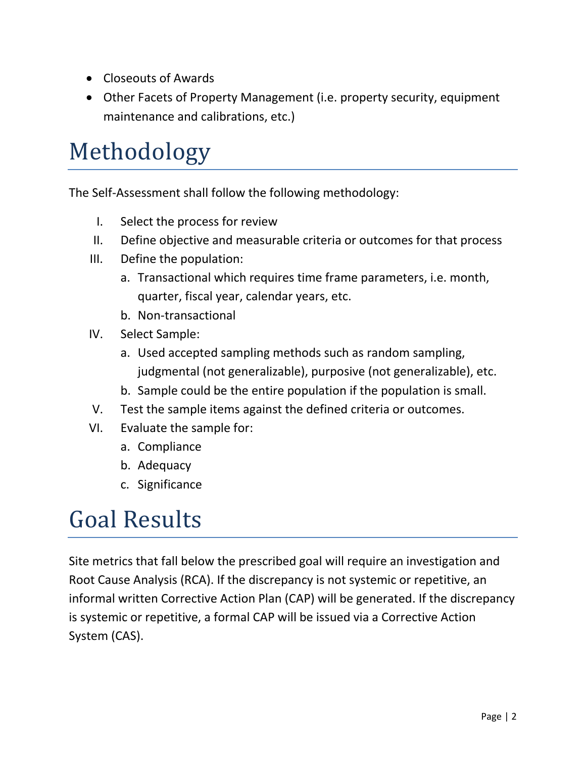- Closeouts of Awards
- Other Facets of Property Management (i.e. property security, equipment maintenance and calibrations, etc.)

# Methodology

The Self-Assessment shall follow the following methodology:

I. Select the process for review
II. Define objective and measurable criteria or outcomes for that process
III. Define the population:
   a. Transactional which requires time frame parameters, i.e. month, quarter, fiscal year, calendar years, etc.
   b. Non-transactional
IV. Select Sample:
   a. Used accepted sampling methods such as random sampling, judgmental (not generalizable), purposive (not generalizable), etc.
   b. Sample could be the entire population if the population is small.
V. Test the sample items against the defined criteria or outcomes.
VI. Evaluate the sample for:
   a. Compliance
   b. Adequacy
   c. Significance

# Goal Results

Site metrics that fall below the prescribed goal will require an investigation and Root Cause Analysis (RCA). If the discrepancy is not systemic or repetitive, an informal written Corrective Action Plan (CAP) will be generated. If the discrepancy is systemic or repetitive, a formal CAP will be issued via a Corrective Action System (CAS).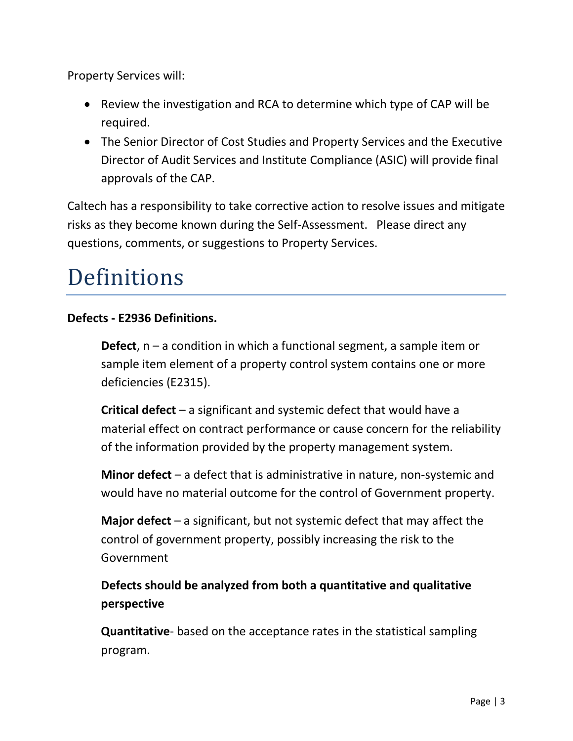Property Services will:

- Review the investigation and RCA to determine which type of CAP will be required.
- The Senior Director of Cost Studies and Property Services and the Executive Director of Audit Services and Institute Compliance (ASIC) will provide final approvals of the CAP.

Caltech has a responsibility to take corrective action to resolve issues and mitigate risks as they become known during the Self-Assessment. Please direct any questions, comments, or suggestions to Property Services.

# Definitions

**Defects - E2936 Definitions.**

**Defect**, n – a condition in which a functional segment, a sample item or sample item element of a property control system contains one or more deficiencies (E2315).

**Critical defect** – a significant and systemic defect that would have a material effect on contract performance or cause concern for the reliability of the information provided by the property management system.

**Minor defect** – a defect that is administrative in nature, non-systemic and would have no material outcome for the control of Government property.

**Major defect** – a significant, but not systemic defect that may affect the control of government property, possibly increasing the risk to the Government

**Defects should be analyzed from both a quantitative and qualitative perspective**

**Quantitative**- based on the acceptance rates in the statistical sampling program.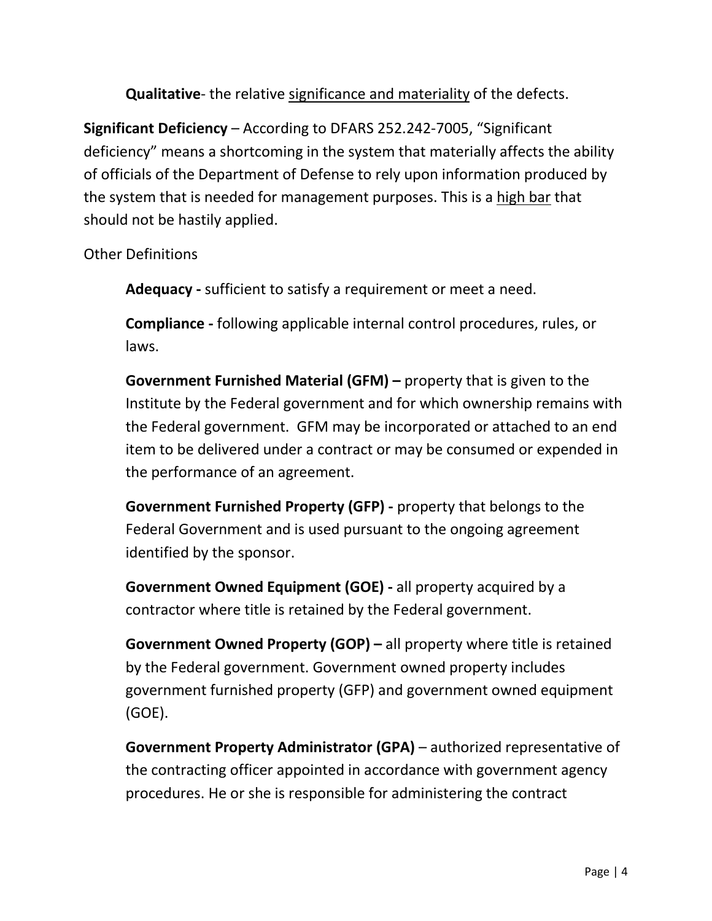**Qualitative**- the relative significance and materiality of the defects.

**Significant Deficiency** – According to DFARS 252.242-7005, "Significant deficiency" means a shortcoming in the system that materially affects the ability of officials of the Department of Defense to rely upon information produced by the system that is needed for management purposes. This is a high bar that should not be hastily applied.

Other Definitions

**Adequacy -** sufficient to satisfy a requirement or meet a need.

**Compliance -** following applicable internal control procedures, rules, or laws.

**Government Furnished Material (GFM) –** property that is given to the Institute by the Federal government and for which ownership remains with the Federal government. GFM may be incorporated or attached to an end item to be delivered under a contract or may be consumed or expended in the performance of an agreement.

**Government Furnished Property (GFP) -** property that belongs to the Federal Government and is used pursuant to the ongoing agreement identified by the sponsor.

**Government Owned Equipment (GOE) -** all property acquired by a contractor where title is retained by the Federal government.

**Government Owned Property (GOP) –** all property where title is retained by the Federal government. Government owned property includes government furnished property (GFP) and government owned equipment (GOE).

**Government Property Administrator (GPA)** – authorized representative of the contracting officer appointed in accordance with government agency procedures. He or she is responsible for administering the contract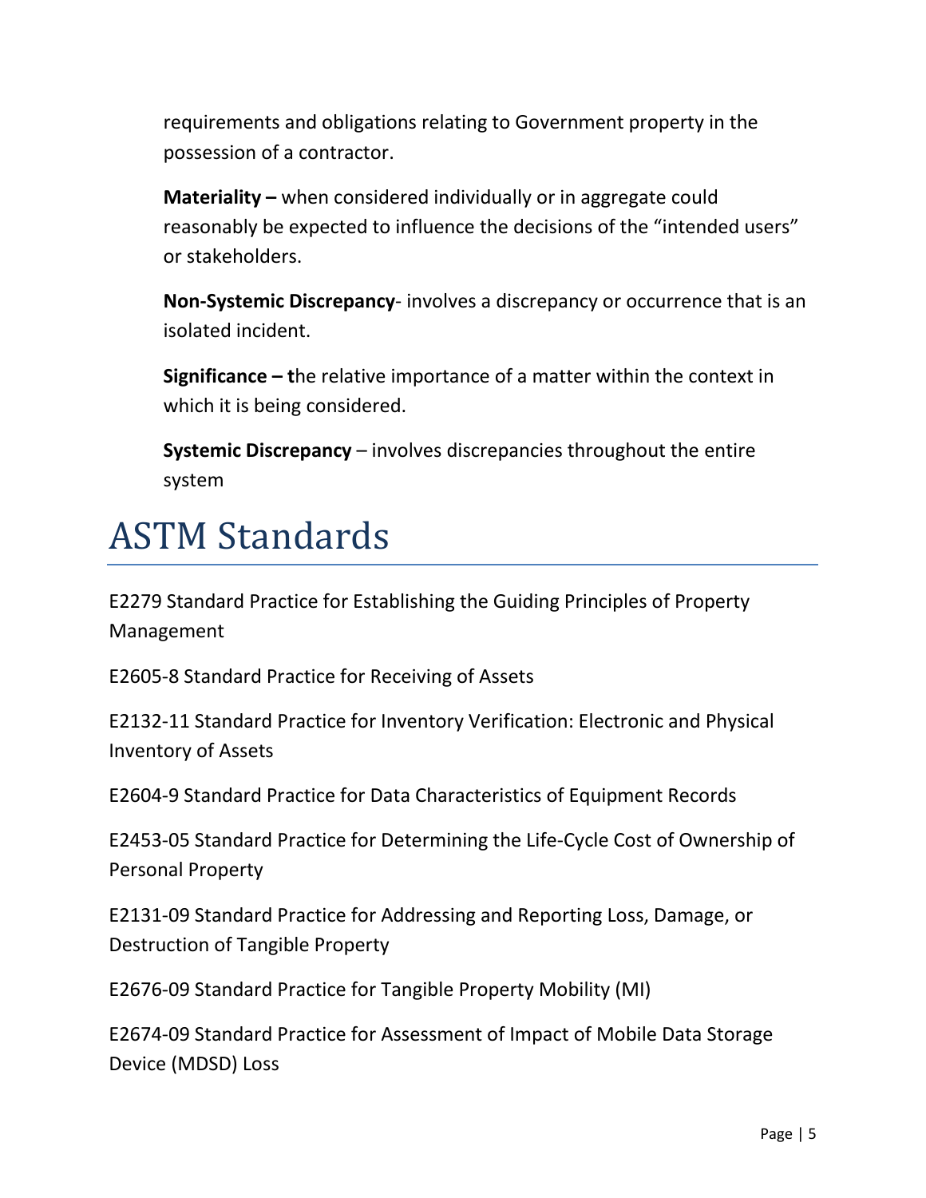requirements and obligations relating to Government property in the possession of a contractor.

**Materiality –** when considered individually or in aggregate could reasonably be expected to influence the decisions of the "intended users" or stakeholders.

**Non-Systemic Discrepancy**- involves a discrepancy or occurrence that is an isolated incident.

**Significance – t**he relative importance of a matter within the context in which it is being considered.

**Systemic Discrepancy** – involves discrepancies throughout the entire system

# ASTM Standards

E2279 Standard Practice for Establishing the Guiding Principles of Property Management

E2605-8 Standard Practice for Receiving of Assets

E2132-11 Standard Practice for Inventory Verification: Electronic and Physical Inventory of Assets

E2604-9 Standard Practice for Data Characteristics of Equipment Records

E2453-05 Standard Practice for Determining the Life-Cycle Cost of Ownership of Personal Property

E2131-09 Standard Practice for Addressing and Reporting Loss, Damage, or Destruction of Tangible Property

E2676-09 Standard Practice for Tangible Property Mobility (MI)

E2674-09 Standard Practice for Assessment of Impact of Mobile Data Storage Device (MDSD) Loss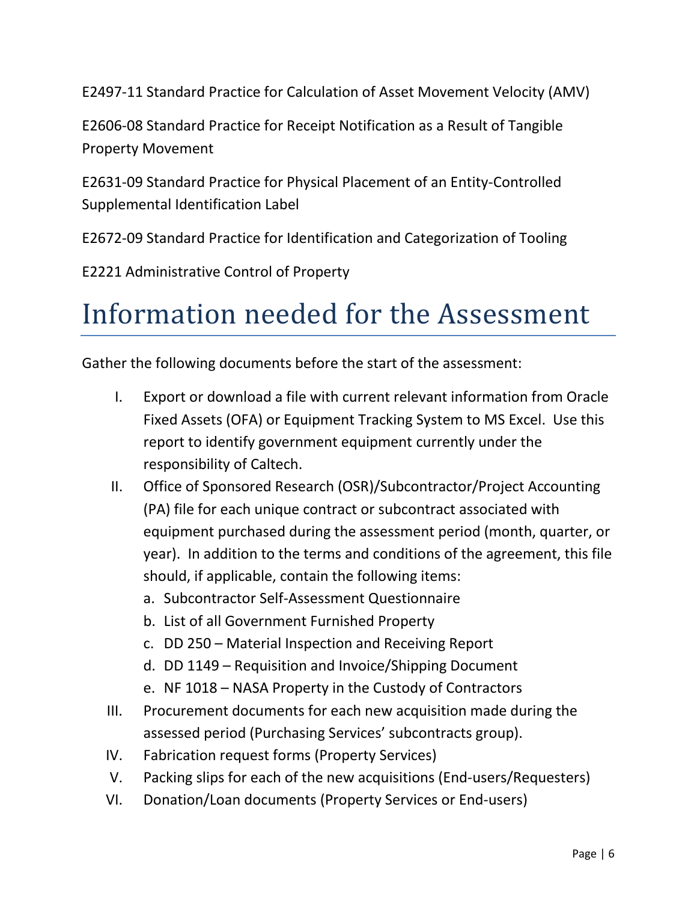E2497-11 Standard Practice for Calculation of Asset Movement Velocity (AMV)

E2606-08 Standard Practice for Receipt Notification as a Result of Tangible Property Movement

E2631-09 Standard Practice for Physical Placement of an Entity-Controlled Supplemental Identification Label

E2672-09 Standard Practice for Identification and Categorization of Tooling

E2221 Administrative Control of Property

# Information needed for the Assessment

Gather the following documents before the start of the assessment:

I. Export or download a file with current relevant information from Oracle Fixed Assets (OFA) or Equipment Tracking System to MS Excel. Use this report to identify government equipment currently under the responsibility of Caltech.

II. Office of Sponsored Research (OSR)/Subcontractor/Project Accounting (PA) file for each unique contract or subcontract associated with equipment purchased during the assessment period (month, quarter, or year). In addition to the terms and conditions of the agreement, this file should, if applicable, contain the following items:
   a. Subcontractor Self-Assessment Questionnaire
   b. List of all Government Furnished Property
   c. DD 250 – Material Inspection and Receiving Report
   d. DD 1149 – Requisition and Invoice/Shipping Document
   e. NF 1018 – NASA Property in the Custody of Contractors

III. Procurement documents for each new acquisition made during the assessed period (Purchasing Services' subcontracts group).

IV. Fabrication request forms (Property Services)

V. Packing slips for each of the new acquisitions (End-users/Requesters)

VI. Donation/Loan documents (Property Services or End-users)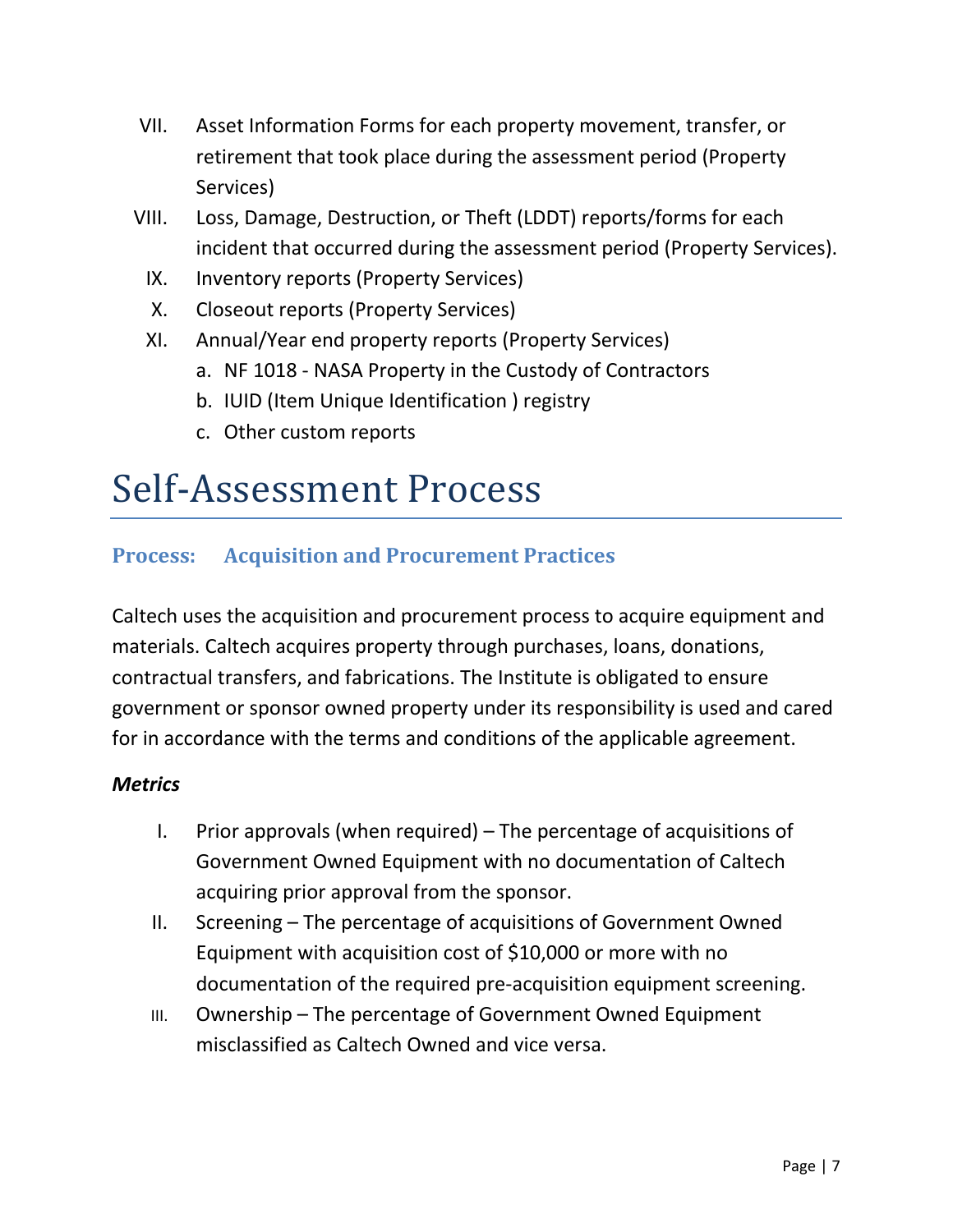VII. Asset Information Forms for each property movement, transfer, or retirement that took place during the assessment period (Property Services)

VIII. Loss, Damage, Destruction, or Theft (LDDT) reports/forms for each incident that occurred during the assessment period (Property Services).

IX. Inventory reports (Property Services)

X. Closeout reports (Property Services)

XI. Annual/Year end property reports (Property Services)
   a. NF 1018 - NASA Property in the Custody of Contractors
   b. IUID (Item Unique Identification ) registry
   c. Other custom reports

# Self-Assessment Process

### Process: Acquisition and Procurement Practices

Caltech uses the acquisition and procurement process to acquire equipment and materials. Caltech acquires property through purchases, loans, donations, contractual transfers, and fabrications. The Institute is obligated to ensure government or sponsor owned property under its responsibility is used and cared for in accordance with the terms and conditions of the applicable agreement.

***Metrics***

I. Prior approvals (when required) – The percentage of acquisitions of Government Owned Equipment with no documentation of Caltech acquiring prior approval from the sponsor.

II. Screening – The percentage of acquisitions of Government Owned Equipment with acquisition cost of $10,000 or more with no documentation of the required pre-acquisition equipment screening.

III. Ownership – The percentage of Government Owned Equipment misclassified as Caltech Owned and vice versa.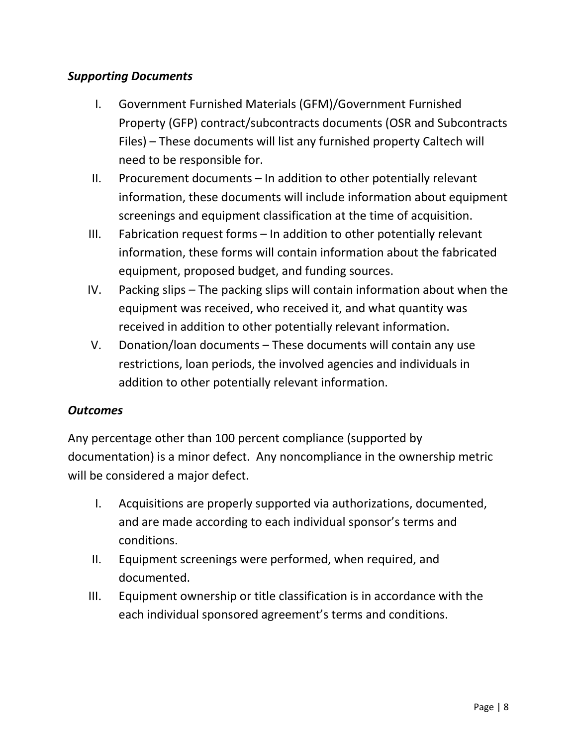### *Supporting Documents*

I. Government Furnished Materials (GFM)/Government Furnished Property (GFP) contract/subcontracts documents (OSR and Subcontracts Files) – These documents will list any furnished property Caltech will need to be responsible for.

II. Procurement documents – In addition to other potentially relevant information, these documents will include information about equipment screenings and equipment classification at the time of acquisition.

III. Fabrication request forms – In addition to other potentially relevant information, these forms will contain information about the fabricated equipment, proposed budget, and funding sources.

IV. Packing slips – The packing slips will contain information about when the equipment was received, who received it, and what quantity was received in addition to other potentially relevant information.

V. Donation/loan documents – These documents will contain any use restrictions, loan periods, the involved agencies and individuals in addition to other potentially relevant information.

### *Outcomes*

Any percentage other than 100 percent compliance (supported by documentation) is a minor defect. Any noncompliance in the ownership metric will be considered a major defect.

I. Acquisitions are properly supported via authorizations, documented, and are made according to each individual sponsor's terms and conditions.

II. Equipment screenings were performed, when required, and documented.

III. Equipment ownership or title classification is in accordance with the each individual sponsored agreement's terms and conditions.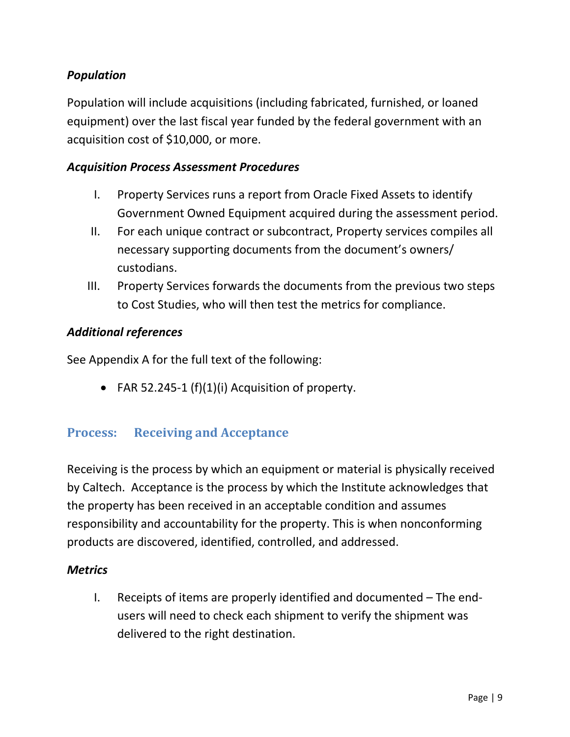### *Population*

Population will include acquisitions (including fabricated, furnished, or loaned equipment) over the last fiscal year funded by the federal government with an acquisition cost of $10,000, or more.

### *Acquisition Process Assessment Procedures*

I. Property Services runs a report from Oracle Fixed Assets to identify Government Owned Equipment acquired during the assessment period.

II. For each unique contract or subcontract, Property services compiles all necessary supporting documents from the document's owners/ custodians.

III. Property Services forwards the documents from the previous two steps to Cost Studies, who will then test the metrics for compliance.

### *Additional references*

See Appendix A for the full text of the following:

- FAR 52.245-1 (f)(1)(i) Acquisition of property.

## Process: Receiving and Acceptance

Receiving is the process by which an equipment or material is physically received by Caltech. Acceptance is the process by which the Institute acknowledges that the property has been received in an acceptable condition and assumes responsibility and accountability for the property. This is when nonconforming products are discovered, identified, controlled, and addressed.

### *Metrics*

I. Receipts of items are properly identified and documented – The end-users will need to check each shipment to verify the shipment was delivered to the right destination.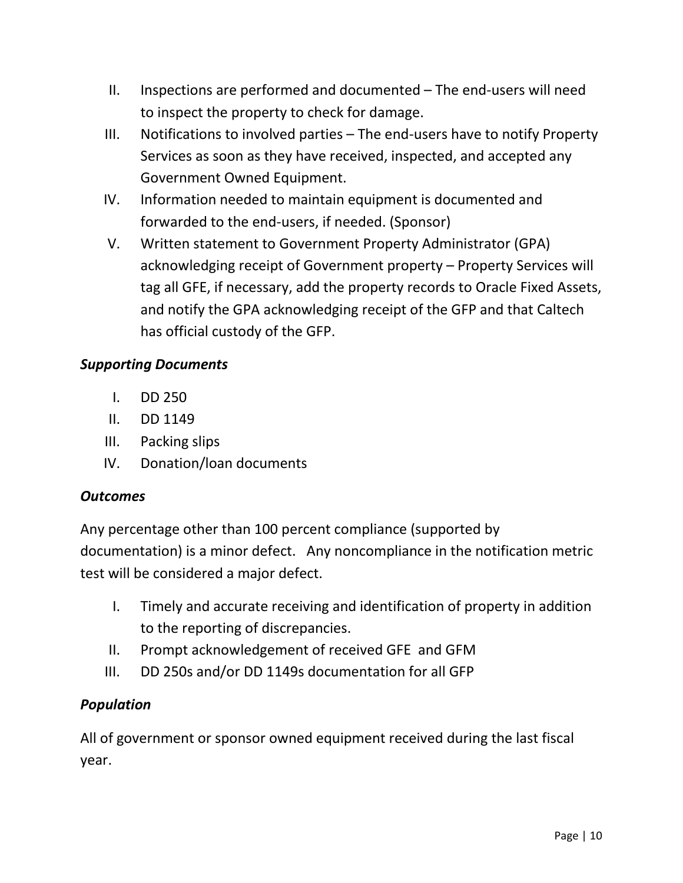II. Inspections are performed and documented – The end-users will need to inspect the property to check for damage.
III. Notifications to involved parties – The end-users have to notify Property Services as soon as they have received, inspected, and accepted any Government Owned Equipment.
IV. Information needed to maintain equipment is documented and forwarded to the end-users, if needed. (Sponsor)
V. Written statement to Government Property Administrator (GPA) acknowledging receipt of Government property – Property Services will tag all GFE, if necessary, add the property records to Oracle Fixed Assets, and notify the GPA acknowledging receipt of the GFP and that Caltech has official custody of the GFP.

### *Supporting Documents*

I. DD 250
II. DD 1149
III. Packing slips
IV. Donation/loan documents

### *Outcomes*

Any percentage other than 100 percent compliance (supported by documentation) is a minor defect. Any noncompliance in the notification metric test will be considered a major defect.

I. Timely and accurate receiving and identification of property in addition to the reporting of discrepancies.
II. Prompt acknowledgement of received GFE and GFM
III. DD 250s and/or DD 1149s documentation for all GFP

### *Population*

All of government or sponsor owned equipment received during the last fiscal year.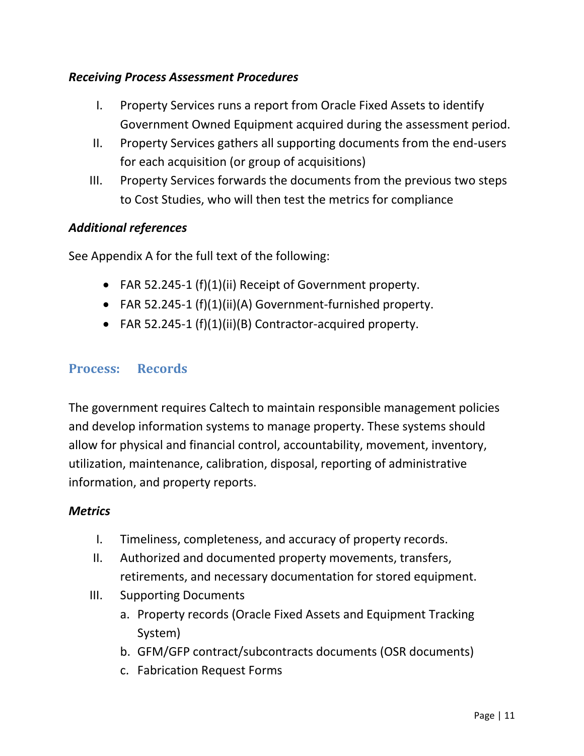### *Receiving Process Assessment Procedures*

I. Property Services runs a report from Oracle Fixed Assets to identify Government Owned Equipment acquired during the assessment period.
II. Property Services gathers all supporting documents from the end-users for each acquisition (or group of acquisitions)
III. Property Services forwards the documents from the previous two steps to Cost Studies, who will then test the metrics for compliance

### *Additional references*

See Appendix A for the full text of the following:

- FAR 52.245-1 (f)(1)(ii) Receipt of Government property.
- FAR 52.245-1 (f)(1)(ii)(A) Government-furnished property.
- FAR 52.245-1 (f)(1)(ii)(B) Contractor-acquired property.

## Process: Records

The government requires Caltech to maintain responsible management policies and develop information systems to manage property. These systems should allow for physical and financial control, accountability, movement, inventory, utilization, maintenance, calibration, disposal, reporting of administrative information, and property reports.

### *Metrics*

I. Timeliness, completeness, and accuracy of property records.
II. Authorized and documented property movements, transfers, retirements, and necessary documentation for stored equipment.
III. Supporting Documents
   a. Property records (Oracle Fixed Assets and Equipment Tracking System)
   b. GFM/GFP contract/subcontracts documents (OSR documents)
   c. Fabrication Request Forms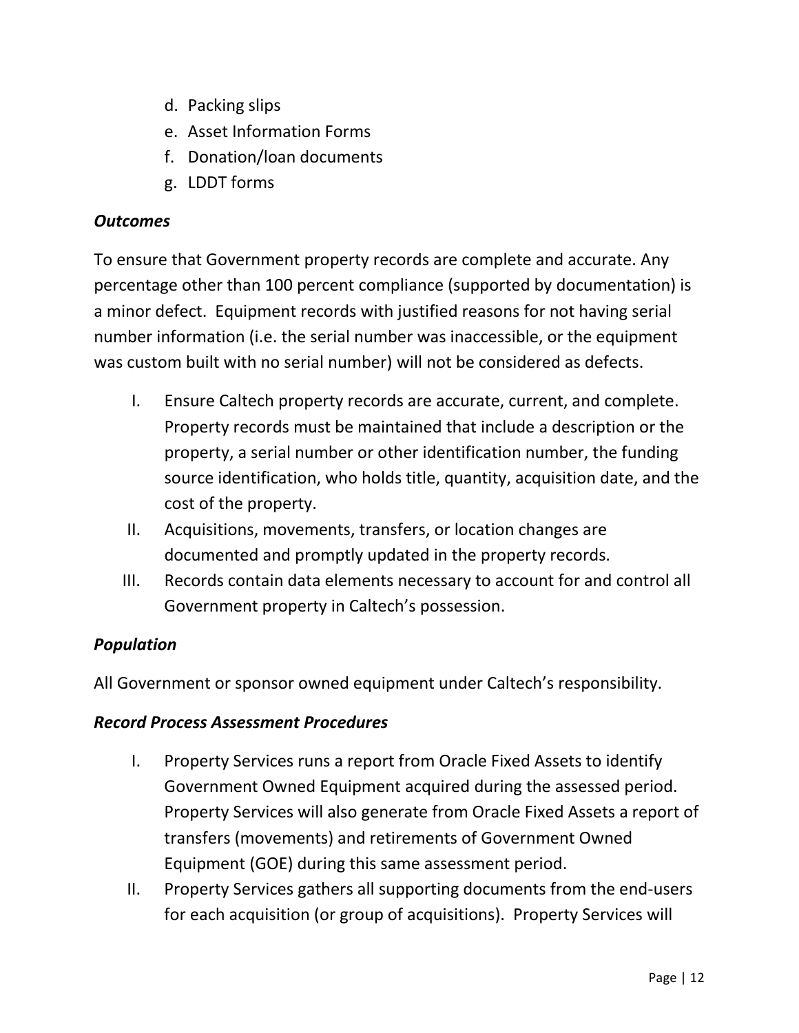d. Packing slips
e. Asset Information Forms
f. Donation/loan documents
g. LDDT forms

### *Outcomes*

To ensure that Government property records are complete and accurate. Any percentage other than 100 percent compliance (supported by documentation) is a minor defect. Equipment records with justified reasons for not having serial number information (i.e. the serial number was inaccessible, or the equipment was custom built with no serial number) will not be considered as defects.

I. Ensure Caltech property records are accurate, current, and complete. Property records must be maintained that include a description or the property, a serial number or other identification number, the funding source identification, who holds title, quantity, acquisition date, and the cost of the property.
II. Acquisitions, movements, transfers, or location changes are documented and promptly updated in the property records.
III. Records contain data elements necessary to account for and control all Government property in Caltech's possession.

### *Population*

All Government or sponsor owned equipment under Caltech's responsibility.

### *Record Process Assessment Procedures*

I. Property Services runs a report from Oracle Fixed Assets to identify Government Owned Equipment acquired during the assessed period. Property Services will also generate from Oracle Fixed Assets a report of transfers (movements) and retirements of Government Owned Equipment (GOE) during this same assessment period.
II. Property Services gathers all supporting documents from the end-users for each acquisition (or group of acquisitions). Property Services will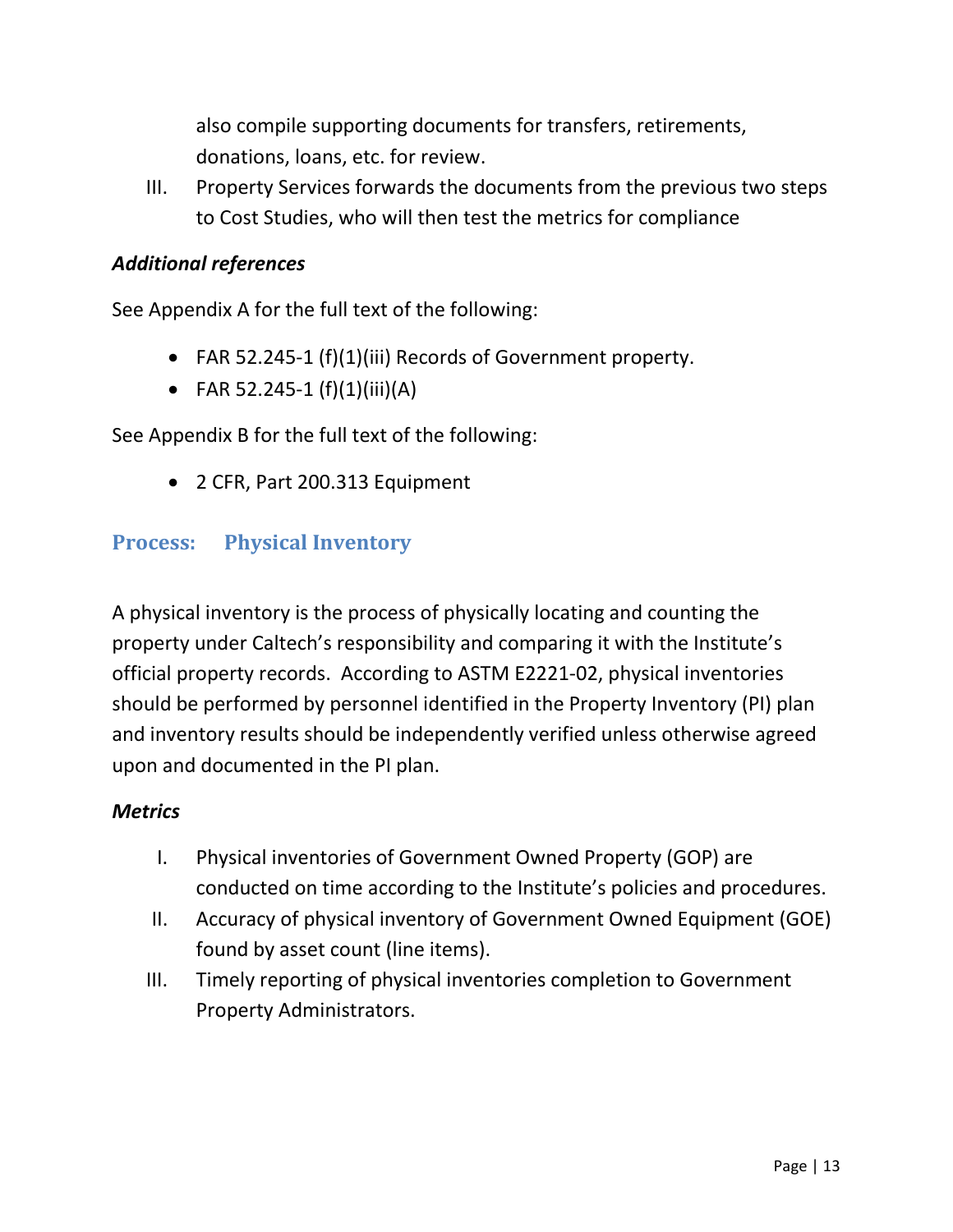also compile supporting documents for transfers, retirements, donations, loans, etc. for review.

III. Property Services forwards the documents from the previous two steps to Cost Studies, who will then test the metrics for compliance

### *Additional references*

See Appendix A for the full text of the following:

- FAR 52.245-1 (f)(1)(iii) Records of Government property.
- FAR 52.245-1 (f)(1)(iii)(A)

See Appendix B for the full text of the following:

- 2 CFR, Part 200.313 Equipment

## Process: Physical Inventory

A physical inventory is the process of physically locating and counting the property under Caltech's responsibility and comparing it with the Institute's official property records. According to ASTM E2221-02, physical inventories should be performed by personnel identified in the Property Inventory (PI) plan and inventory results should be independently verified unless otherwise agreed upon and documented in the PI plan.

### *Metrics*

I. Physical inventories of Government Owned Property (GOP) are conducted on time according to the Institute's policies and procedures.

II. Accuracy of physical inventory of Government Owned Equipment (GOE) found by asset count (line items).

III. Timely reporting of physical inventories completion to Government Property Administrators.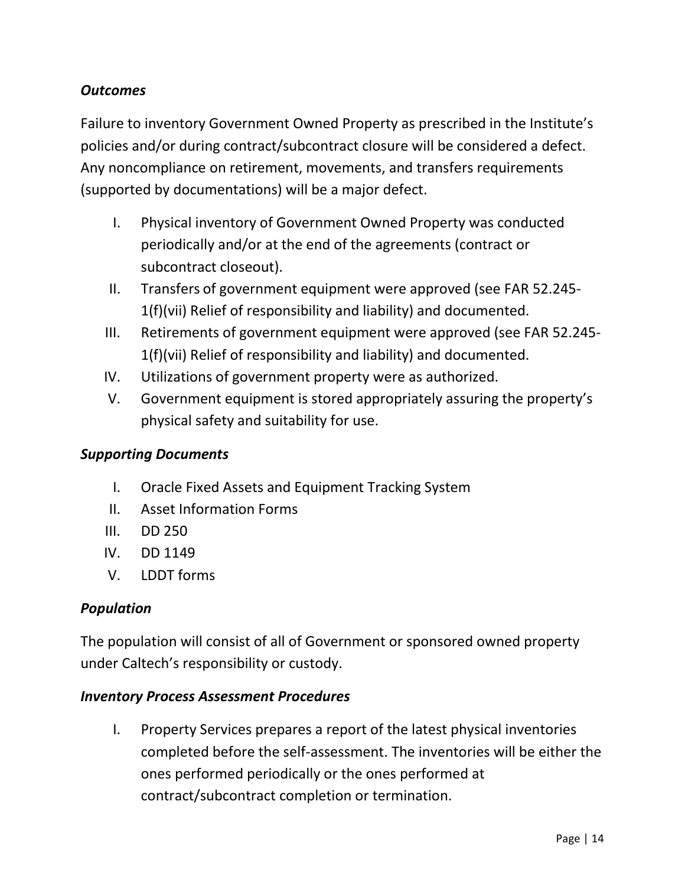### *Outcomes*

Failure to inventory Government Owned Property as prescribed in the Institute's policies and/or during contract/subcontract closure will be considered a defect. Any noncompliance on retirement, movements, and transfers requirements (supported by documentations) will be a major defect.

I. Physical inventory of Government Owned Property was conducted periodically and/or at the end of the agreements (contract or subcontract closeout).
II. Transfers of government equipment were approved (see FAR 52.245-1(f)(vii) Relief of responsibility and liability) and documented.
III. Retirements of government equipment were approved (see FAR 52.245-1(f)(vii) Relief of responsibility and liability) and documented.
IV. Utilizations of government property were as authorized.
V. Government equipment is stored appropriately assuring the property's physical safety and suitability for use.

### *Supporting Documents*

I. Oracle Fixed Assets and Equipment Tracking System
II. Asset Information Forms
III. DD 250
IV. DD 1149
V. LDDT forms

### *Population*

The population will consist of all of Government or sponsored owned property under Caltech's responsibility or custody.

### *Inventory Process Assessment Procedures*

I. Property Services prepares a report of the latest physical inventories completed before the self-assessment. The inventories will be either the ones performed periodically or the ones performed at contract/subcontract completion or termination.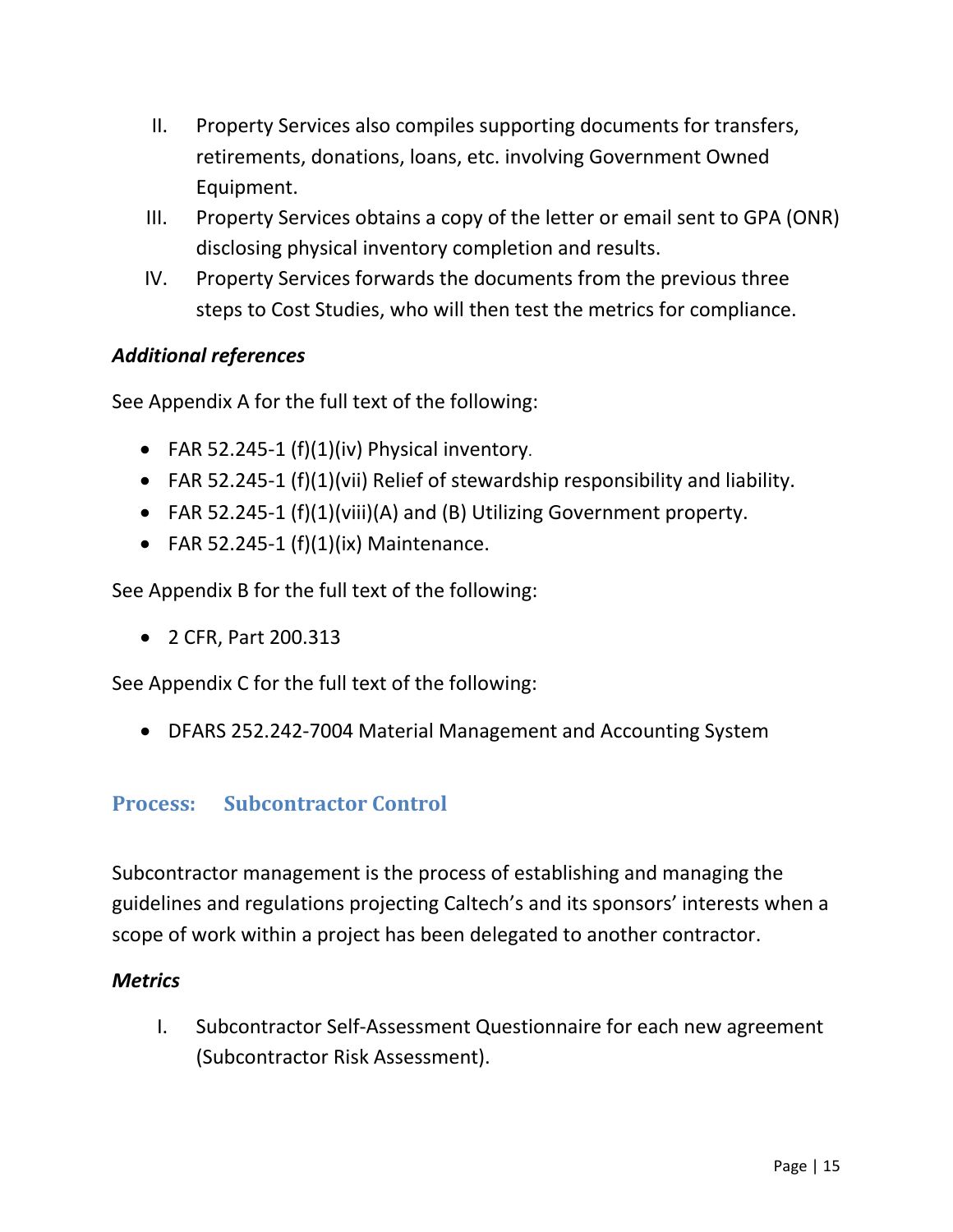II. Property Services also compiles supporting documents for transfers, retirements, donations, loans, etc. involving Government Owned Equipment.

III. Property Services obtains a copy of the letter or email sent to GPA (ONR) disclosing physical inventory completion and results.

IV. Property Services forwards the documents from the previous three steps to Cost Studies, who will then test the metrics for compliance.

***Additional references***

See Appendix A for the full text of the following:

- FAR 52.245-1 (f)(1)(iv) Physical inventory.
- FAR 52.245-1 (f)(1)(vii) Relief of stewardship responsibility and liability.
- FAR 52.245-1 (f)(1)(viii)(A) and (B) Utilizing Government property.
- FAR 52.245-1 (f)(1)(ix) Maintenance.

See Appendix B for the full text of the following:

- 2 CFR, Part 200.313

See Appendix C for the full text of the following:

- DFARS 252.242-7004 Material Management and Accounting System

## Process: Subcontractor Control

Subcontractor management is the process of establishing and managing the guidelines and regulations projecting Caltech's and its sponsors' interests when a scope of work within a project has been delegated to another contractor.

***Metrics***

I. Subcontractor Self-Assessment Questionnaire for each new agreement (Subcontractor Risk Assessment).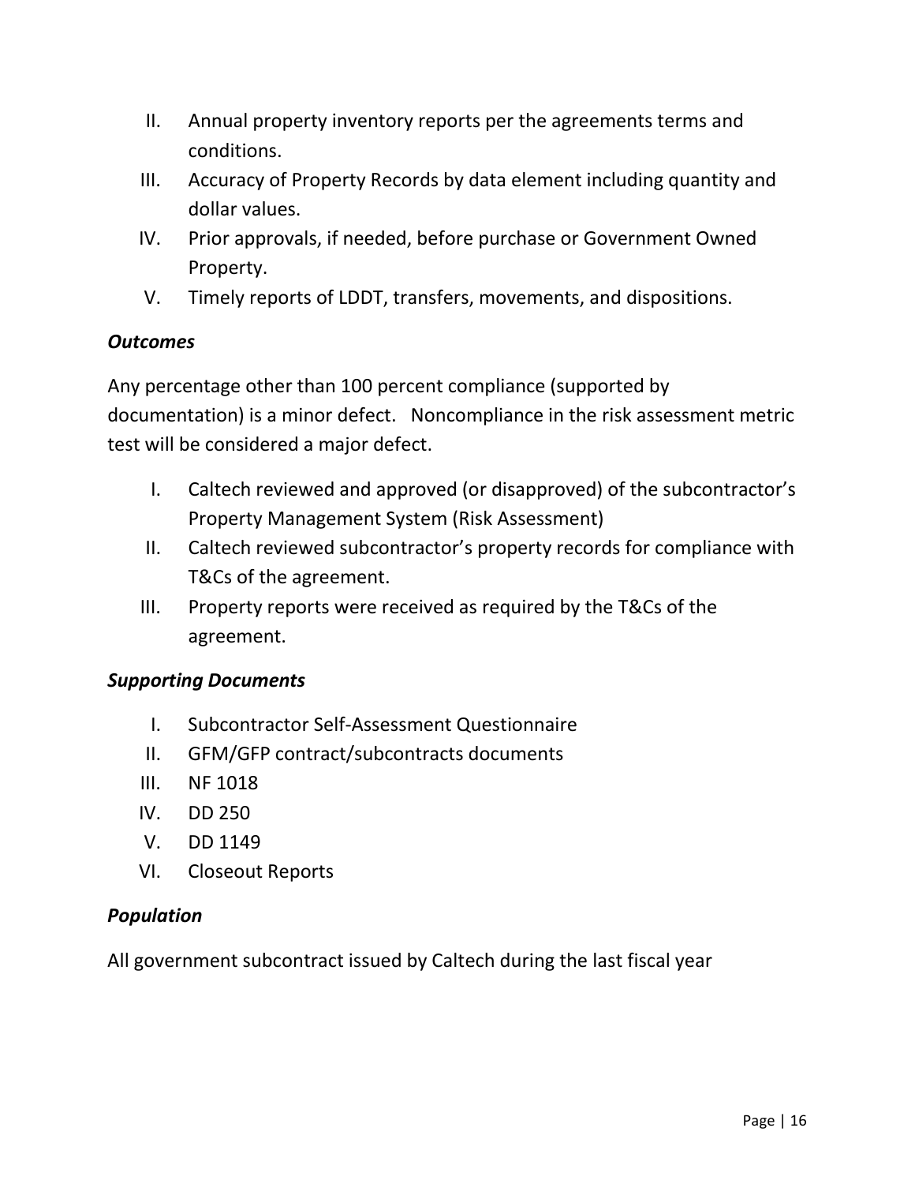II. Annual property inventory reports per the agreements terms and conditions.
III. Accuracy of Property Records by data element including quantity and dollar values.
IV. Prior approvals, if needed, before purchase or Government Owned Property.
V. Timely reports of LDDT, transfers, movements, and dispositions.

***Outcomes***

Any percentage other than 100 percent compliance (supported by documentation) is a minor defect. Noncompliance in the risk assessment metric test will be considered a major defect.

I. Caltech reviewed and approved (or disapproved) of the subcontractor's Property Management System (Risk Assessment)
II. Caltech reviewed subcontractor's property records for compliance with T&Cs of the agreement.
III. Property reports were received as required by the T&Cs of the agreement.

***Supporting Documents***

I. Subcontractor Self-Assessment Questionnaire
II. GFM/GFP contract/subcontracts documents
III. NF 1018
IV. DD 250
V. DD 1149
VI. Closeout Reports

***Population***

All government subcontract issued by Caltech during the last fiscal year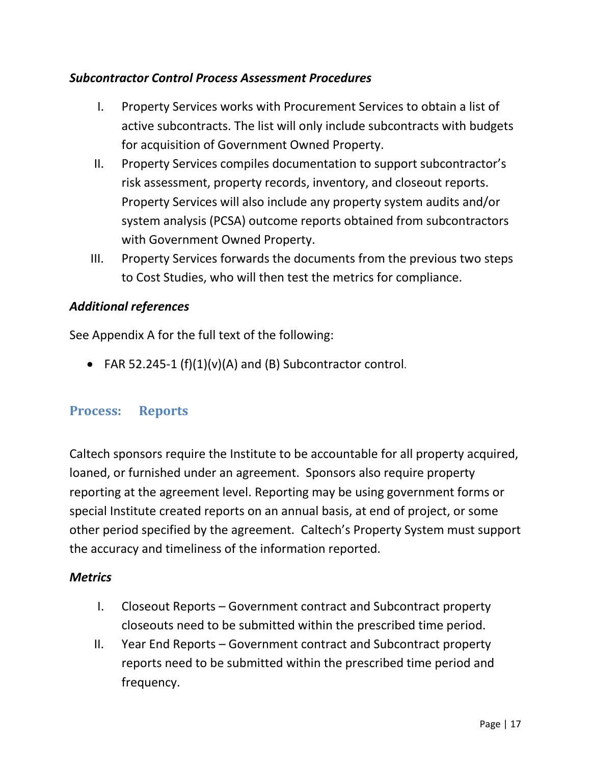***Subcontractor Control Process Assessment Procedures***

I. Property Services works with Procurement Services to obtain a list of active subcontracts. The list will only include subcontracts with budgets for acquisition of Government Owned Property.
II. Property Services compiles documentation to support subcontractor's risk assessment, property records, inventory, and closeout reports. Property Services will also include any property system audits and/or system analysis (PCSA) outcome reports obtained from subcontractors with Government Owned Property.
III. Property Services forwards the documents from the previous two steps to Cost Studies, who will then test the metrics for compliance.

***Additional references***

See Appendix A for the full text of the following:

- FAR 52.245-1 (f)(1)(v)(A) and (B) Subcontractor control.

## Process: Reports

Caltech sponsors require the Institute to be accountable for all property acquired, loaned, or furnished under an agreement. Sponsors also require property reporting at the agreement level. Reporting may be using government forms or special Institute created reports on an annual basis, at end of project, or some other period specified by the agreement. Caltech's Property System must support the accuracy and timeliness of the information reported.

***Metrics***

I. Closeout Reports – Government contract and Subcontract property closeouts need to be submitted within the prescribed time period.
II. Year End Reports – Government contract and Subcontract property reports need to be submitted within the prescribed time period and frequency.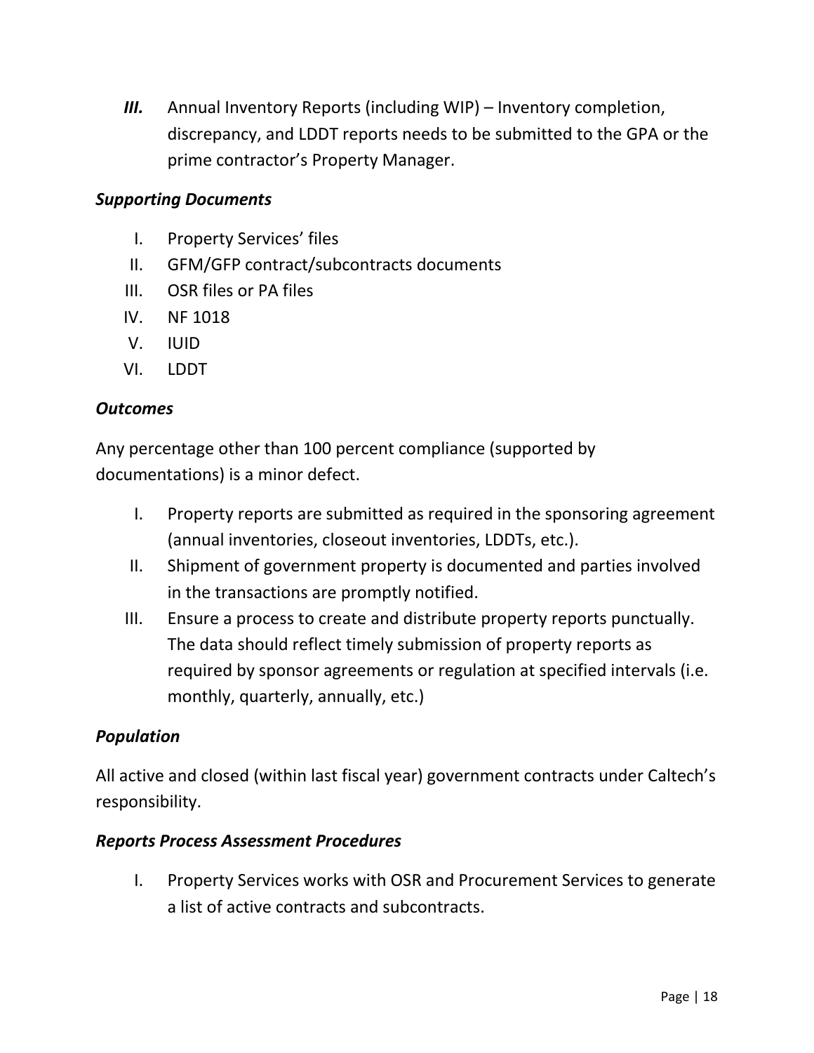*III.* Annual Inventory Reports (including WIP) – Inventory completion, discrepancy, and LDDT reports needs to be submitted to the GPA or the prime contractor's Property Manager.

***Supporting Documents***

I. Property Services' files
II. GFM/GFP contract/subcontracts documents
III. OSR files or PA files
IV. NF 1018
V. IUID
VI. LDDT

***Outcomes***

Any percentage other than 100 percent compliance (supported by documentations) is a minor defect.

I. Property reports are submitted as required in the sponsoring agreement (annual inventories, closeout inventories, LDDTs, etc.).
II. Shipment of government property is documented and parties involved in the transactions are promptly notified.
III. Ensure a process to create and distribute property reports punctually. The data should reflect timely submission of property reports as required by sponsor agreements or regulation at specified intervals (i.e. monthly, quarterly, annually, etc.)

***Population***

All active and closed (within last fiscal year) government contracts under Caltech's responsibility.

***Reports Process Assessment Procedures***

I. Property Services works with OSR and Procurement Services to generate a list of active contracts and subcontracts.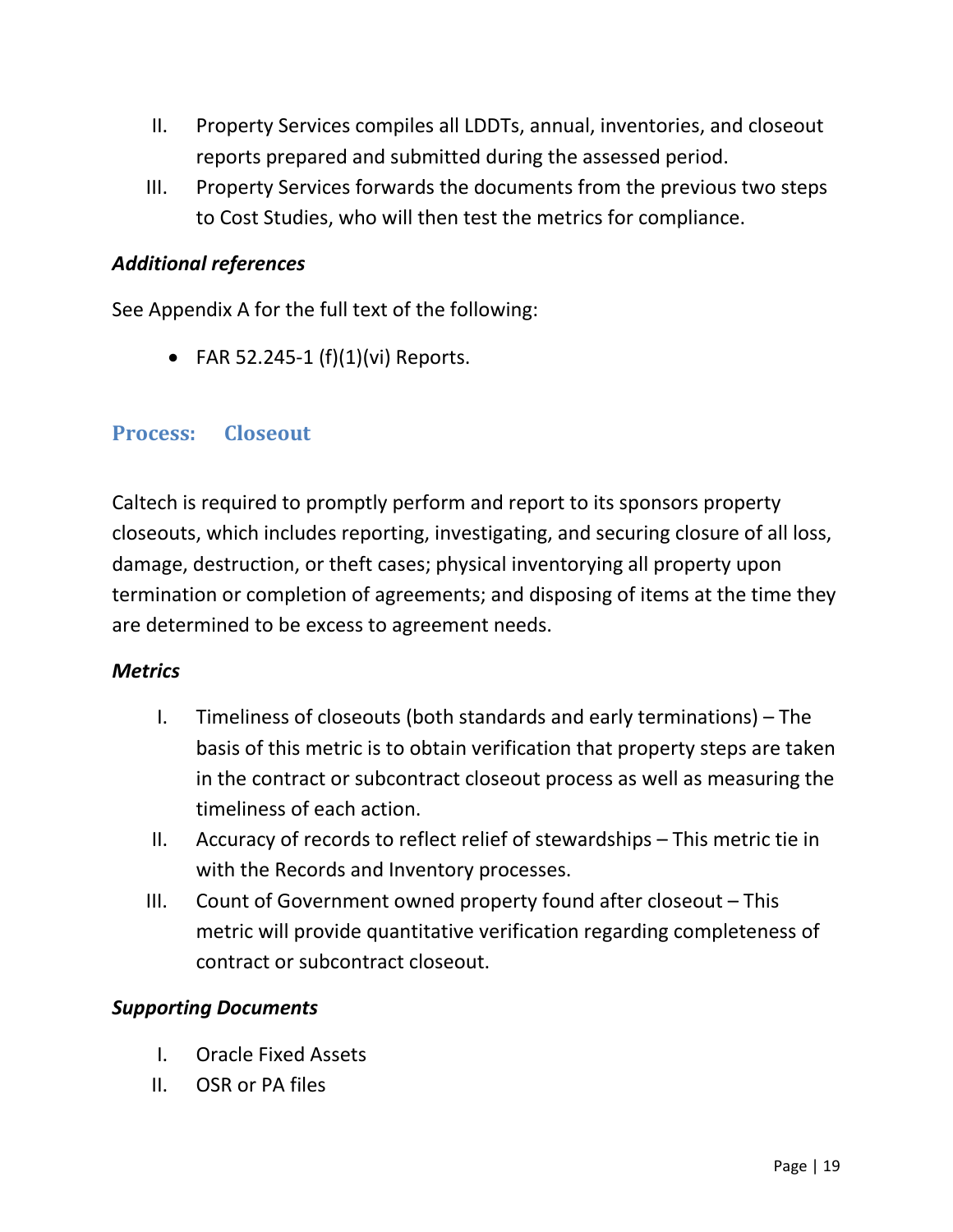II. Property Services compiles all LDDTs, annual, inventories, and closeout reports prepared and submitted during the assessed period.

III. Property Services forwards the documents from the previous two steps to Cost Studies, who will then test the metrics for compliance.

***Additional references***

See Appendix A for the full text of the following:

- FAR 52.245-1 (f)(1)(vi) Reports.

## Process: Closeout

Caltech is required to promptly perform and report to its sponsors property closeouts, which includes reporting, investigating, and securing closure of all loss, damage, destruction, or theft cases; physical inventorying all property upon termination or completion of agreements; and disposing of items at the time they are determined to be excess to agreement needs.

***Metrics***

I. Timeliness of closeouts (both standards and early terminations) – The basis of this metric is to obtain verification that property steps are taken in the contract or subcontract closeout process as well as measuring the timeliness of each action.

II. Accuracy of records to reflect relief of stewardships – This metric tie in with the Records and Inventory processes.

III. Count of Government owned property found after closeout – This metric will provide quantitative verification regarding completeness of contract or subcontract closeout.

***Supporting Documents***

I. Oracle Fixed Assets

II. OSR or PA files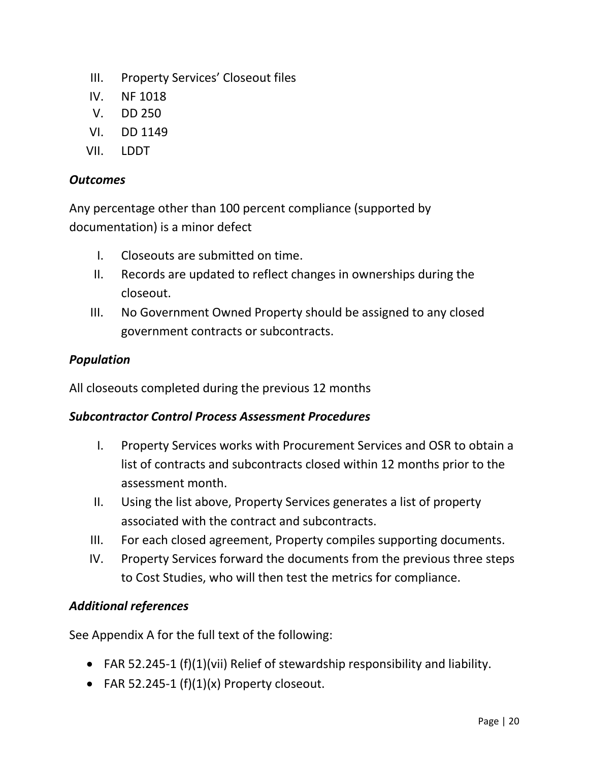III. Property Services' Closeout files
IV. NF 1018
V. DD 250
VI. DD 1149
VII. LDDT

### *Outcomes*

Any percentage other than 100 percent compliance (supported by documentation) is a minor defect

I. Closeouts are submitted on time.
II. Records are updated to reflect changes in ownerships during the closeout.
III. No Government Owned Property should be assigned to any closed government contracts or subcontracts.

### *Population*

All closeouts completed during the previous 12 months

### *Subcontractor Control Process Assessment Procedures*

I. Property Services works with Procurement Services and OSR to obtain a list of contracts and subcontracts closed within 12 months prior to the assessment month.
II. Using the list above, Property Services generates a list of property associated with the contract and subcontracts.
III. For each closed agreement, Property compiles supporting documents.
IV. Property Services forward the documents from the previous three steps to Cost Studies, who will then test the metrics for compliance.

### *Additional references*

See Appendix A for the full text of the following:

- FAR 52.245-1 (f)(1)(vii) Relief of stewardship responsibility and liability.
- FAR 52.245-1 (f)(1)(x) Property closeout.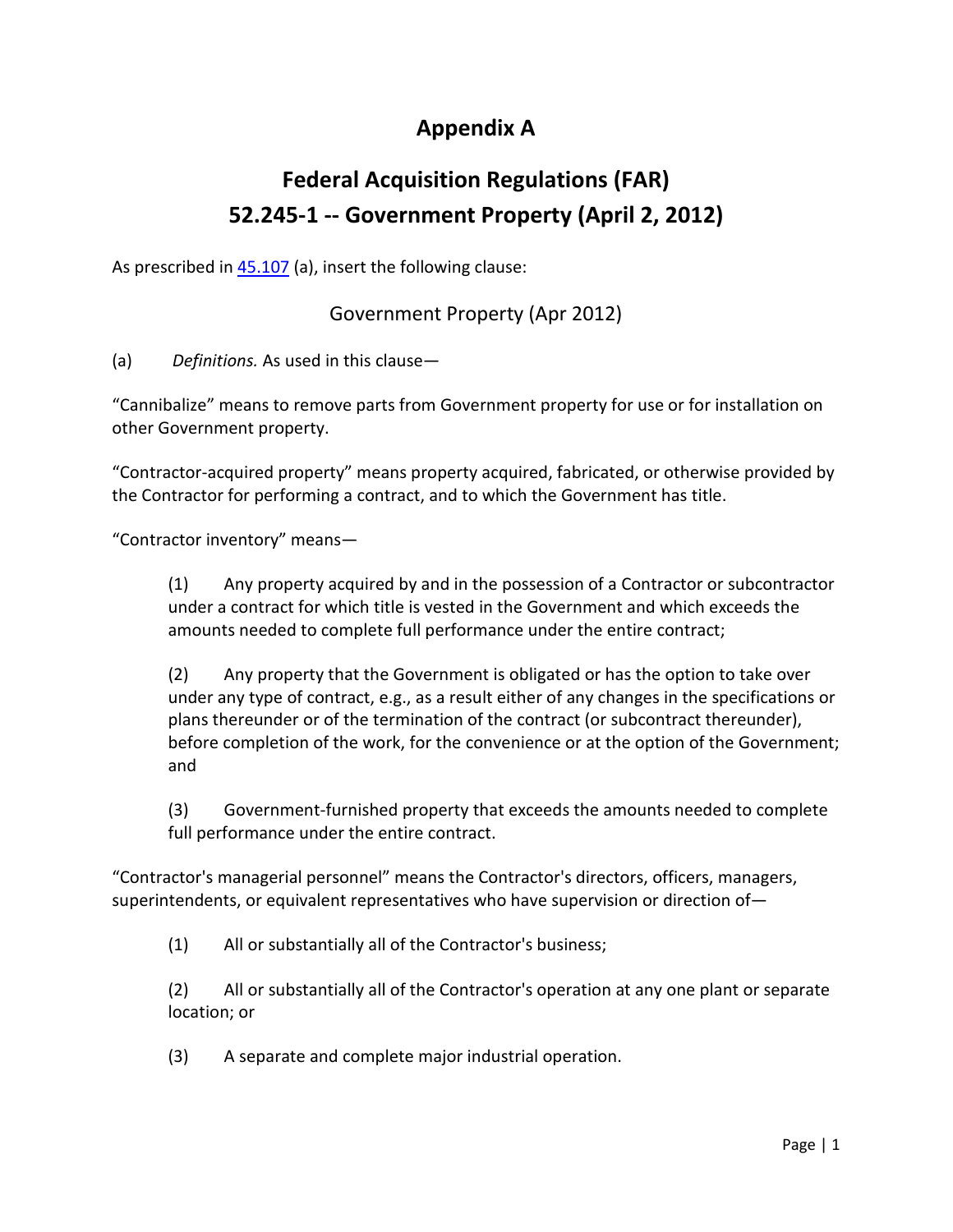# Appendix A

# Federal Acquisition Regulations (FAR)
# 52.245-1 -- Government Property (April 2, 2012)

As prescribed in 45.107 (a), insert the following clause:

## Government Property (Apr 2012)

(a) *Definitions.* As used in this clause—

“Cannibalize” means to remove parts from Government property for use or for installation on other Government property.

“Contractor-acquired property” means property acquired, fabricated, or otherwise provided by the Contractor for performing a contract, and to which the Government has title.

“Contractor inventory” means—

> (1) Any property acquired by and in the possession of a Contractor or subcontractor under a contract for which title is vested in the Government and which exceeds the amounts needed to complete full performance under the entire contract;
>
> (2) Any property that the Government is obligated or has the option to take over under any type of contract, e.g., as a result either of any changes in the specifications or plans thereunder or of the termination of the contract (or subcontract thereunder), before completion of the work, for the convenience or at the option of the Government; and
>
> (3) Government-furnished property that exceeds the amounts needed to complete full performance under the entire contract.

“Contractor's managerial personnel” means the Contractor's directors, officers, managers, superintendents, or equivalent representatives who have supervision or direction of—

> (1) All or substantially all of the Contractor's business;
>
> (2) All or substantially all of the Contractor's operation at any one plant or separate location; or
>
> (3) A separate and complete major industrial operation.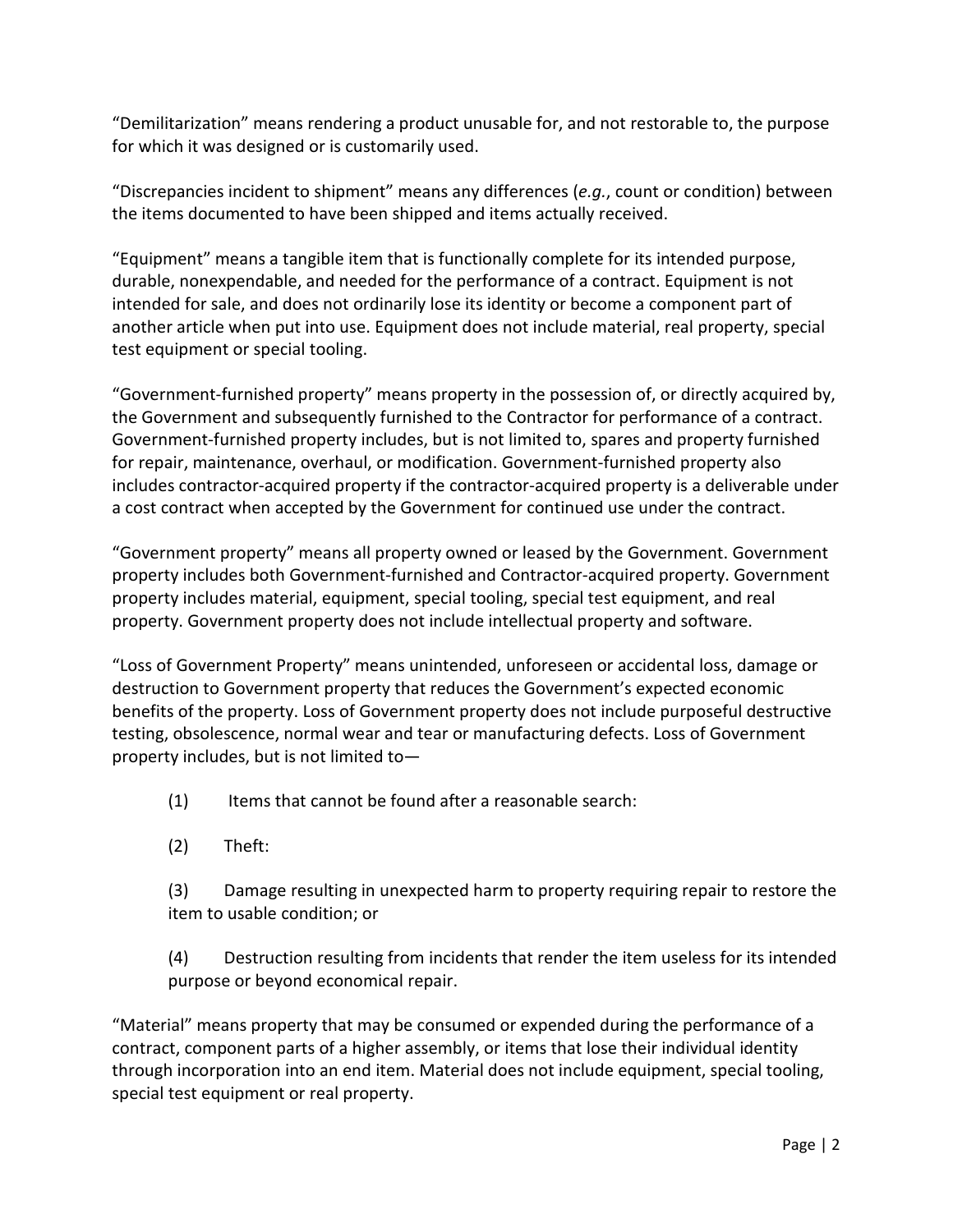“Demilitarization” means rendering a product unusable for, and not restorable to, the purpose for which it was designed or is customarily used.

“Discrepancies incident to shipment” means any differences (*e.g.*, count or condition) between the items documented to have been shipped and items actually received.

“Equipment” means a tangible item that is functionally complete for its intended purpose, durable, nonexpendable, and needed for the performance of a contract. Equipment is not intended for sale, and does not ordinarily lose its identity or become a component part of another article when put into use. Equipment does not include material, real property, special test equipment or special tooling.

“Government-furnished property” means property in the possession of, or directly acquired by, the Government and subsequently furnished to the Contractor for performance of a contract. Government-furnished property includes, but is not limited to, spares and property furnished for repair, maintenance, overhaul, or modification. Government-furnished property also includes contractor-acquired property if the contractor-acquired property is a deliverable under a cost contract when accepted by the Government for continued use under the contract.

“Government property” means all property owned or leased by the Government. Government property includes both Government-furnished and Contractor-acquired property. Government property includes material, equipment, special tooling, special test equipment, and real property. Government property does not include intellectual property and software.

“Loss of Government Property” means unintended, unforeseen or accidental loss, damage or destruction to Government property that reduces the Government’s expected economic benefits of the property. Loss of Government property does not include purposeful destructive testing, obsolescence, normal wear and tear or manufacturing defects. Loss of Government property includes, but is not limited to—

(1) Items that cannot be found after a reasonable search:

(2) Theft:

(3) Damage resulting in unexpected harm to property requiring repair to restore the item to usable condition; or

(4) Destruction resulting from incidents that render the item useless for its intended purpose or beyond economical repair.

“Material” means property that may be consumed or expended during the performance of a contract, component parts of a higher assembly, or items that lose their individual identity through incorporation into an end item. Material does not include equipment, special tooling, special test equipment or real property.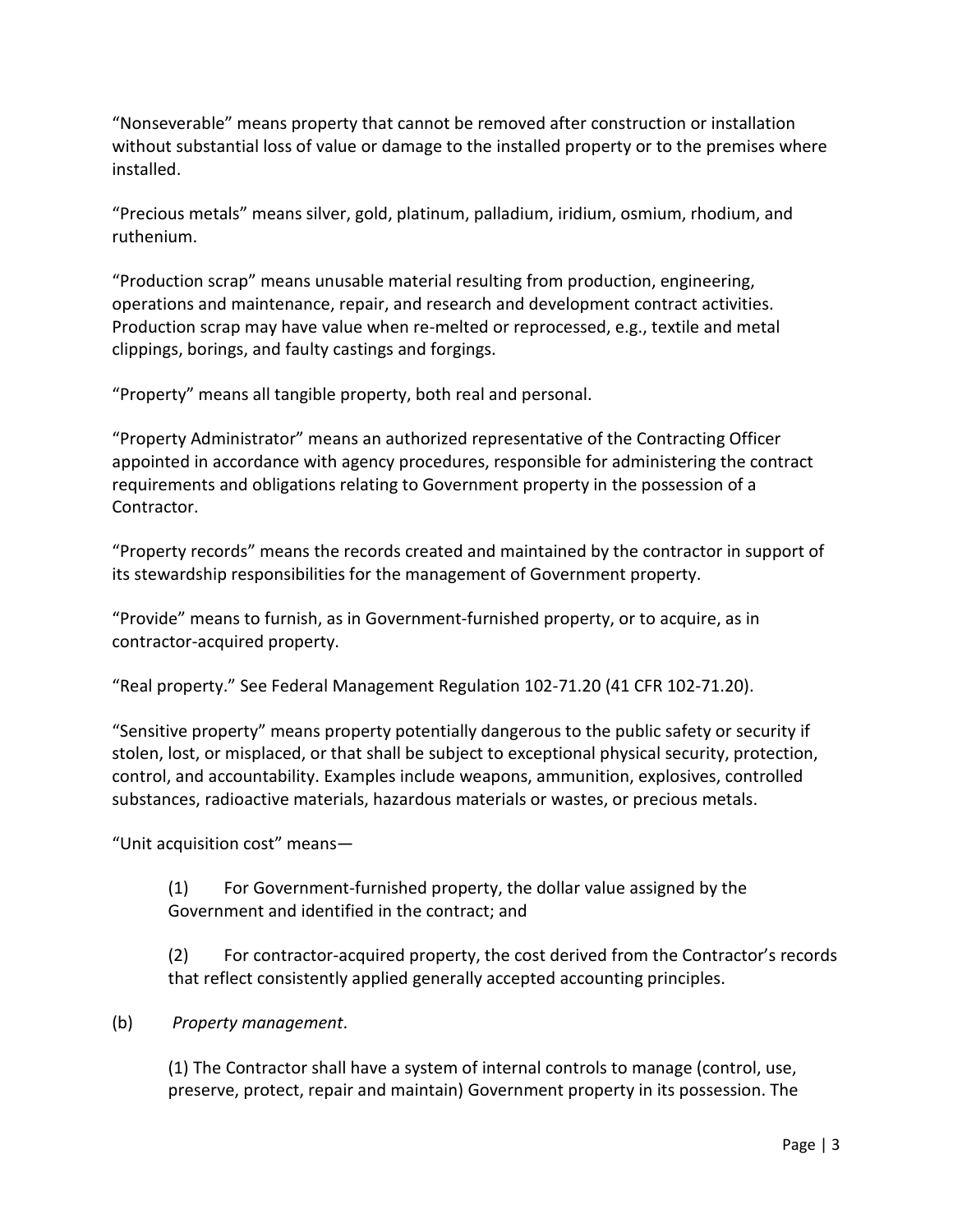“Nonseverable” means property that cannot be removed after construction or installation without substantial loss of value or damage to the installed property or to the premises where installed.

“Precious metals” means silver, gold, platinum, palladium, iridium, osmium, rhodium, and ruthenium.

“Production scrap” means unusable material resulting from production, engineering, operations and maintenance, repair, and research and development contract activities. Production scrap may have value when re-melted or reprocessed, e.g., textile and metal clippings, borings, and faulty castings and forgings.

“Property” means all tangible property, both real and personal.

“Property Administrator” means an authorized representative of the Contracting Officer appointed in accordance with agency procedures, responsible for administering the contract requirements and obligations relating to Government property in the possession of a Contractor.

“Property records” means the records created and maintained by the contractor in support of its stewardship responsibilities for the management of Government property.

“Provide” means to furnish, as in Government-furnished property, or to acquire, as in contractor-acquired property.

“Real property.” See Federal Management Regulation 102-71.20 (41 CFR 102-71.20).

“Sensitive property” means property potentially dangerous to the public safety or security if stolen, lost, or misplaced, or that shall be subject to exceptional physical security, protection, control, and accountability. Examples include weapons, ammunition, explosives, controlled substances, radioactive materials, hazardous materials or wastes, or precious metals.

“Unit acquisition cost” means—

(1) For Government-furnished property, the dollar value assigned by the Government and identified in the contract; and

(2) For contractor-acquired property, the cost derived from the Contractor’s records that reflect consistently applied generally accepted accounting principles.

(b) *Property management*.

(1) The Contractor shall have a system of internal controls to manage (control, use, preserve, protect, repair and maintain) Government property in its possession. The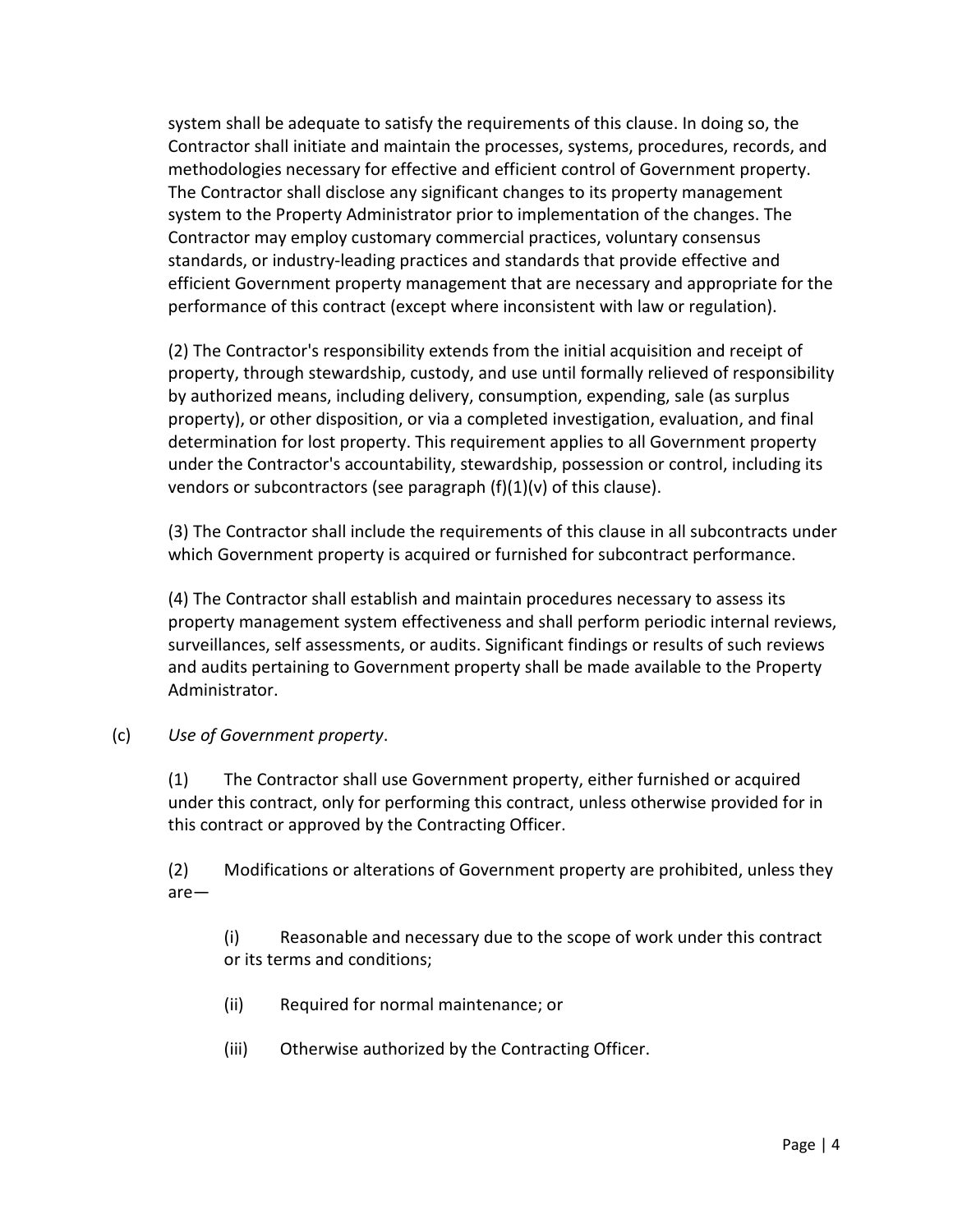system shall be adequate to satisfy the requirements of this clause. In doing so, the Contractor shall initiate and maintain the processes, systems, procedures, records, and methodologies necessary for effective and efficient control of Government property. The Contractor shall disclose any significant changes to its property management system to the Property Administrator prior to implementation of the changes. The Contractor may employ customary commercial practices, voluntary consensus standards, or industry-leading practices and standards that provide effective and efficient Government property management that are necessary and appropriate for the performance of this contract (except where inconsistent with law or regulation).

(2) The Contractor's responsibility extends from the initial acquisition and receipt of property, through stewardship, custody, and use until formally relieved of responsibility by authorized means, including delivery, consumption, expending, sale (as surplus property), or other disposition, or via a completed investigation, evaluation, and final determination for lost property. This requirement applies to all Government property under the Contractor's accountability, stewardship, possession or control, including its vendors or subcontractors (see paragraph (f)(1)(v) of this clause).

(3) The Contractor shall include the requirements of this clause in all subcontracts under which Government property is acquired or furnished for subcontract performance.

(4) The Contractor shall establish and maintain procedures necessary to assess its property management system effectiveness and shall perform periodic internal reviews, surveillances, self assessments, or audits. Significant findings or results of such reviews and audits pertaining to Government property shall be made available to the Property Administrator.

(c) *Use of Government property*.

(1) The Contractor shall use Government property, either furnished or acquired under this contract, only for performing this contract, unless otherwise provided for in this contract or approved by the Contracting Officer.

(2) Modifications or alterations of Government property are prohibited, unless they are—

(i) Reasonable and necessary due to the scope of work under this contract or its terms and conditions;

(ii) Required for normal maintenance; or

(iii) Otherwise authorized by the Contracting Officer.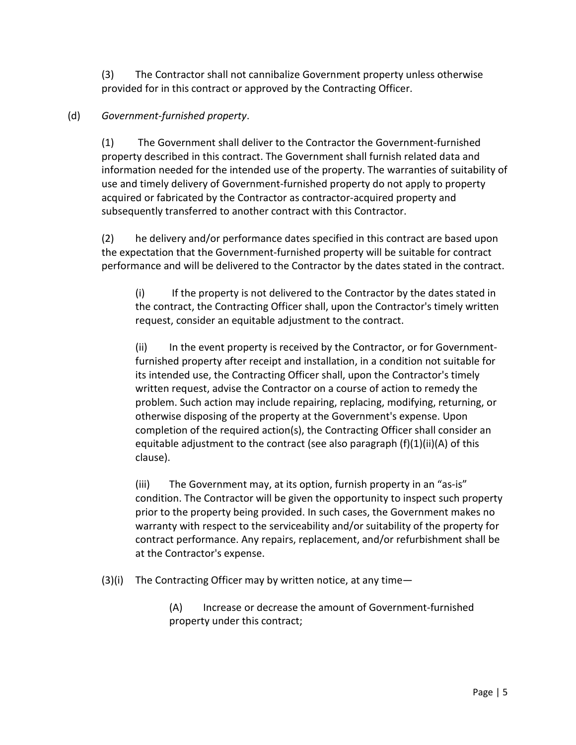(3) The Contractor shall not cannibalize Government property unless otherwise provided for in this contract or approved by the Contracting Officer.

(d) *Government-furnished property*.

(1) The Government shall deliver to the Contractor the Government-furnished property described in this contract. The Government shall furnish related data and information needed for the intended use of the property. The warranties of suitability of use and timely delivery of Government-furnished property do not apply to property acquired or fabricated by the Contractor as contractor-acquired property and subsequently transferred to another contract with this Contractor.

(2) he delivery and/or performance dates specified in this contract are based upon the expectation that the Government-furnished property will be suitable for contract performance and will be delivered to the Contractor by the dates stated in the contract.

(i) If the property is not delivered to the Contractor by the dates stated in the contract, the Contracting Officer shall, upon the Contractor's timely written request, consider an equitable adjustment to the contract.

(ii) In the event property is received by the Contractor, or for Government-furnished property after receipt and installation, in a condition not suitable for its intended use, the Contracting Officer shall, upon the Contractor's timely written request, advise the Contractor on a course of action to remedy the problem. Such action may include repairing, replacing, modifying, returning, or otherwise disposing of the property at the Government's expense. Upon completion of the required action(s), the Contracting Officer shall consider an equitable adjustment to the contract (see also paragraph (f)(1)(ii)(A) of this clause).

(iii) The Government may, at its option, furnish property in an "as-is" condition. The Contractor will be given the opportunity to inspect such property prior to the property being provided. In such cases, the Government makes no warranty with respect to the serviceability and/or suitability of the property for contract performance. Any repairs, replacement, and/or refurbishment shall be at the Contractor's expense.

(3)(i) The Contracting Officer may by written notice, at any time—

(A) Increase or decrease the amount of Government-furnished property under this contract;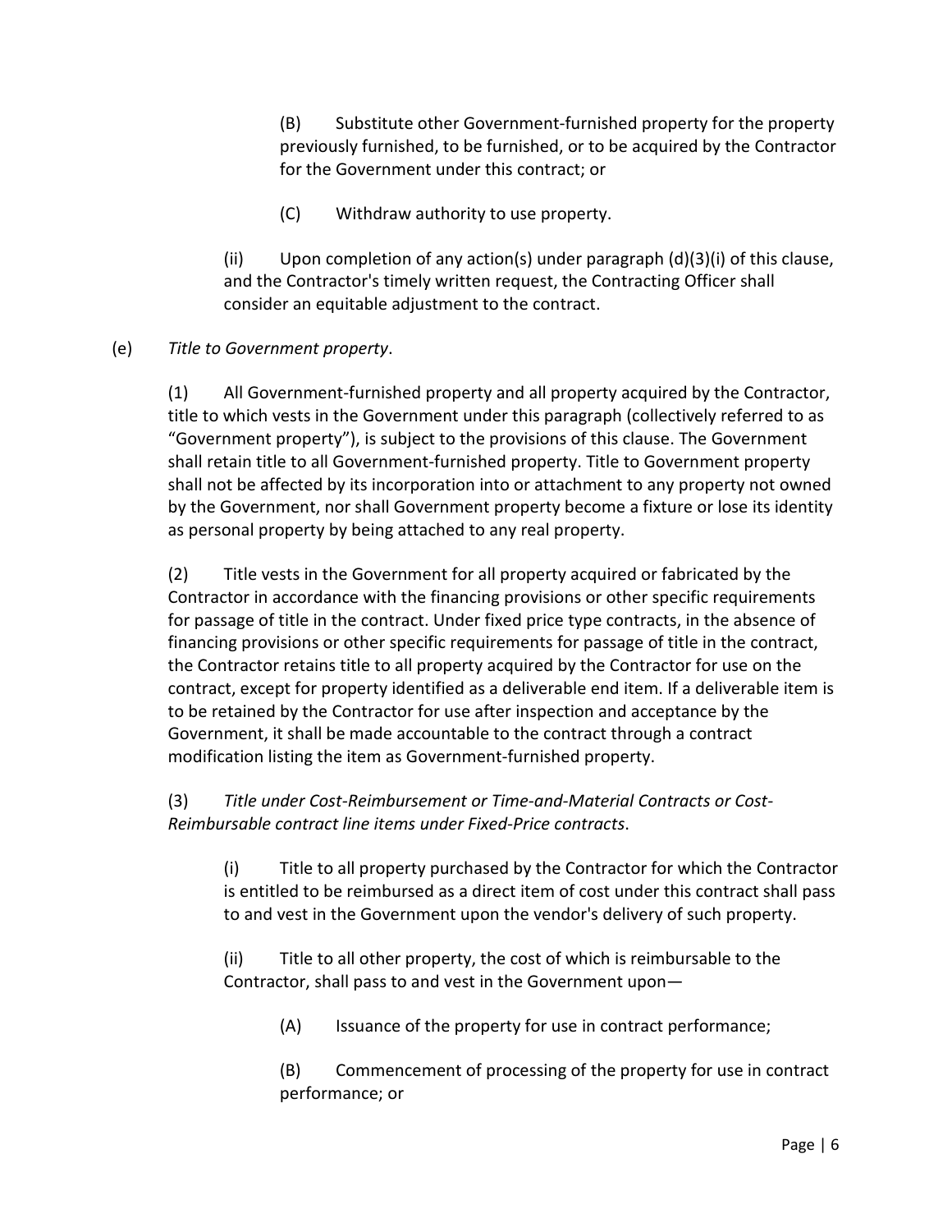(B) Substitute other Government-furnished property for the property previously furnished, to be furnished, or to be acquired by the Contractor for the Government under this contract; or

(C) Withdraw authority to use property.

(ii) Upon completion of any action(s) under paragraph (d)(3)(i) of this clause, and the Contractor's timely written request, the Contracting Officer shall consider an equitable adjustment to the contract.

(e) *Title to Government property*.

(1) All Government-furnished property and all property acquired by the Contractor, title to which vests in the Government under this paragraph (collectively referred to as "Government property"), is subject to the provisions of this clause. The Government shall retain title to all Government-furnished property. Title to Government property shall not be affected by its incorporation into or attachment to any property not owned by the Government, nor shall Government property become a fixture or lose its identity as personal property by being attached to any real property.

(2) Title vests in the Government for all property acquired or fabricated by the Contractor in accordance with the financing provisions or other specific requirements for passage of title in the contract. Under fixed price type contracts, in the absence of financing provisions or other specific requirements for passage of title in the contract, the Contractor retains title to all property acquired by the Contractor for use on the contract, except for property identified as a deliverable end item. If a deliverable item is to be retained by the Contractor for use after inspection and acceptance by the Government, it shall be made accountable to the contract through a contract modification listing the item as Government-furnished property.

(3) *Title under Cost-Reimbursement or Time-and-Material Contracts or Cost-Reimbursable contract line items under Fixed-Price contracts*.

(i) Title to all property purchased by the Contractor for which the Contractor is entitled to be reimbursed as a direct item of cost under this contract shall pass to and vest in the Government upon the vendor's delivery of such property.

(ii) Title to all other property, the cost of which is reimbursable to the Contractor, shall pass to and vest in the Government upon—

(A) Issuance of the property for use in contract performance;

(B) Commencement of processing of the property for use in contract performance; or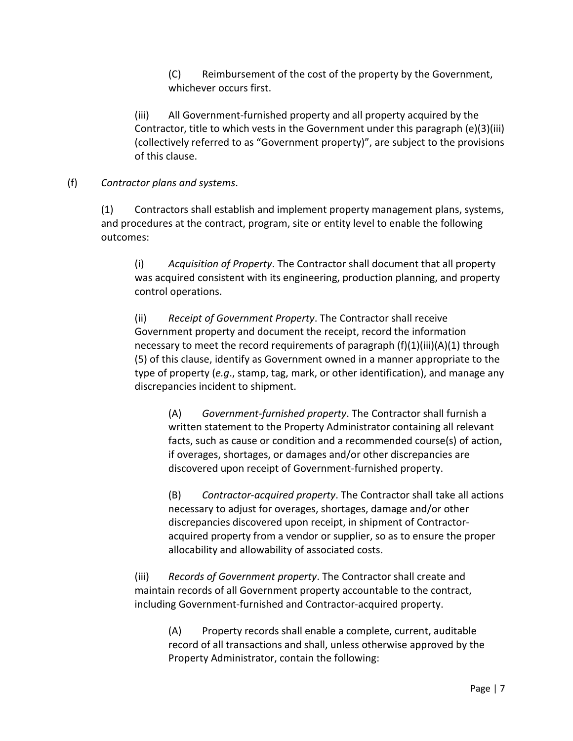(C) Reimbursement of the cost of the property by the Government, whichever occurs first.

(iii) All Government-furnished property and all property acquired by the Contractor, title to which vests in the Government under this paragraph (e)(3)(iii) (collectively referred to as "Government property)", are subject to the provisions of this clause.

(f) *Contractor plans and systems*.

(1) Contractors shall establish and implement property management plans, systems, and procedures at the contract, program, site or entity level to enable the following outcomes:

(i) *Acquisition of Property*. The Contractor shall document that all property was acquired consistent with its engineering, production planning, and property control operations.

(ii) *Receipt of Government Property*. The Contractor shall receive Government property and document the receipt, record the information necessary to meet the record requirements of paragraph (f)(1)(iii)(A)(1) through (5) of this clause, identify as Government owned in a manner appropriate to the type of property (*e.g*., stamp, tag, mark, or other identification), and manage any discrepancies incident to shipment.

(A) *Government-furnished property*. The Contractor shall furnish a written statement to the Property Administrator containing all relevant facts, such as cause or condition and a recommended course(s) of action, if overages, shortages, or damages and/or other discrepancies are discovered upon receipt of Government-furnished property.

(B) *Contractor-acquired property*. The Contractor shall take all actions necessary to adjust for overages, shortages, damage and/or other discrepancies discovered upon receipt, in shipment of Contractor-acquired property from a vendor or supplier, so as to ensure the proper allocability and allowability of associated costs.

(iii) *Records of Government property*. The Contractor shall create and maintain records of all Government property accountable to the contract, including Government-furnished and Contractor-acquired property.

(A) Property records shall enable a complete, current, auditable record of all transactions and shall, unless otherwise approved by the Property Administrator, contain the following: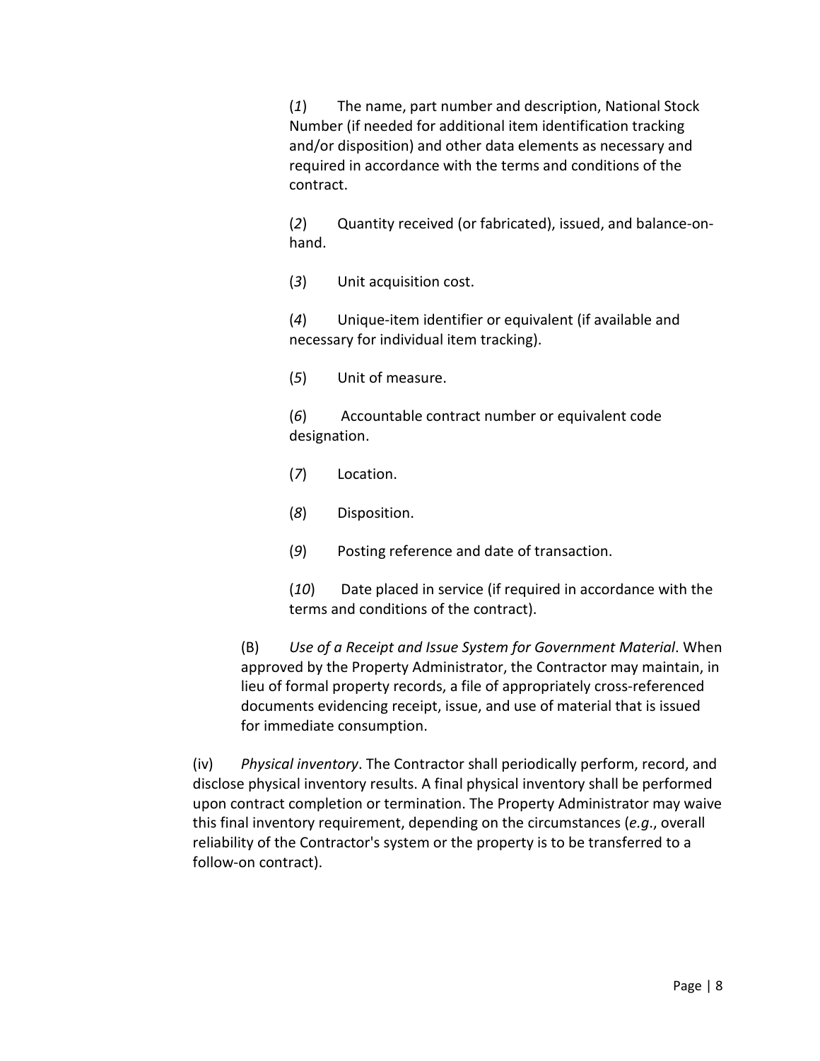(*1*) The name, part number and description, National Stock Number (if needed for additional item identification tracking and/or disposition) and other data elements as necessary and required in accordance with the terms and conditions of the contract.

(*2*) Quantity received (or fabricated), issued, and balance-on-hand.

(*3*) Unit acquisition cost.

(*4*) Unique-item identifier or equivalent (if available and necessary for individual item tracking).

(*5*) Unit of measure.

(*6*) Accountable contract number or equivalent code designation.

(*7*) Location.

(*8*) Disposition.

(*9*) Posting reference and date of transaction.

(*10*) Date placed in service (if required in accordance with the terms and conditions of the contract).

(B) *Use of a Receipt and Issue System for Government Material*. When approved by the Property Administrator, the Contractor may maintain, in lieu of formal property records, a file of appropriately cross-referenced documents evidencing receipt, issue, and use of material that is issued for immediate consumption.

(iv) *Physical inventory*. The Contractor shall periodically perform, record, and disclose physical inventory results. A final physical inventory shall be performed upon contract completion or termination. The Property Administrator may waive this final inventory requirement, depending on the circumstances (*e.g*., overall reliability of the Contractor's system or the property is to be transferred to a follow-on contract).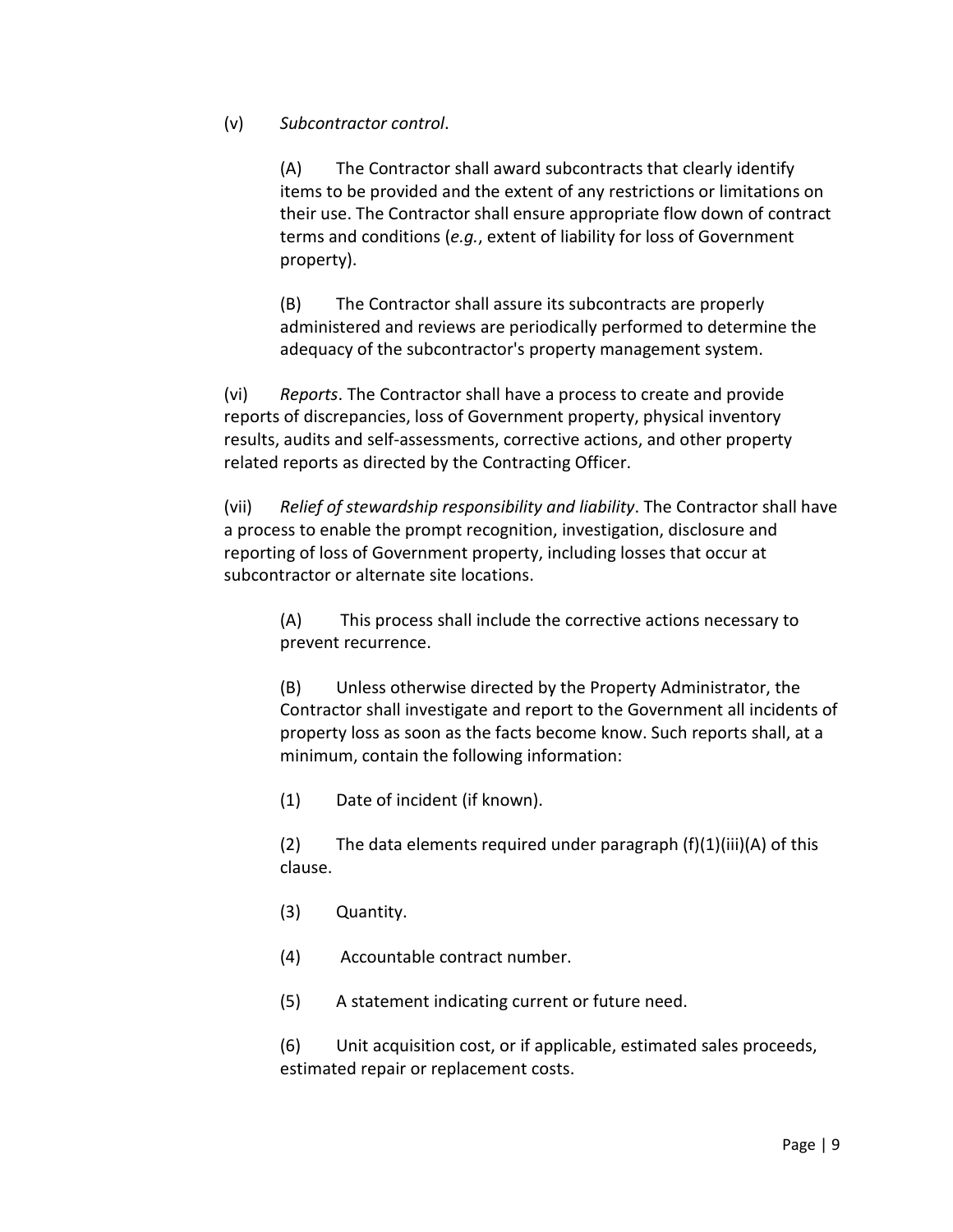(v) *Subcontractor control*.

(A) The Contractor shall award subcontracts that clearly identify items to be provided and the extent of any restrictions or limitations on their use. The Contractor shall ensure appropriate flow down of contract terms and conditions (*e.g.*, extent of liability for loss of Government property).

(B) The Contractor shall assure its subcontracts are properly administered and reviews are periodically performed to determine the adequacy of the subcontractor's property management system.

(vi) *Reports*. The Contractor shall have a process to create and provide reports of discrepancies, loss of Government property, physical inventory results, audits and self-assessments, corrective actions, and other property related reports as directed by the Contracting Officer.

(vii) *Relief of stewardship responsibility and liability*. The Contractor shall have a process to enable the prompt recognition, investigation, disclosure and reporting of loss of Government property, including losses that occur at subcontractor or alternate site locations.

(A) This process shall include the corrective actions necessary to prevent recurrence.

(B) Unless otherwise directed by the Property Administrator, the Contractor shall investigate and report to the Government all incidents of property loss as soon as the facts become know. Such reports shall, at a minimum, contain the following information:

(1) Date of incident (if known).

(2) The data elements required under paragraph (f)(1)(iii)(A) of this clause.

(3) Quantity.

(4) Accountable contract number.

(5) A statement indicating current or future need.

(6) Unit acquisition cost, or if applicable, estimated sales proceeds, estimated repair or replacement costs.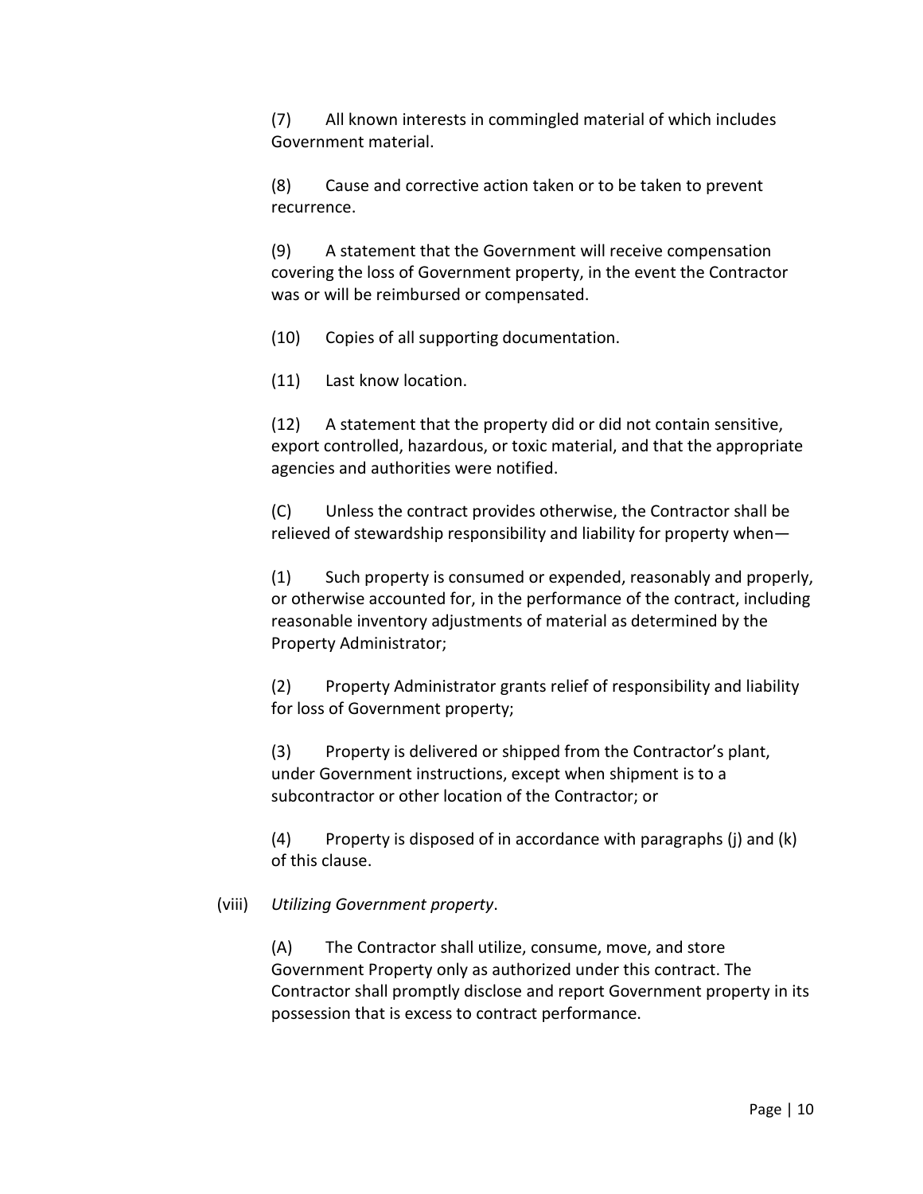(7) All known interests in commingled material of which includes Government material.

(8) Cause and corrective action taken or to be taken to prevent recurrence.

(9) A statement that the Government will receive compensation covering the loss of Government property, in the event the Contractor was or will be reimbursed or compensated.

(10) Copies of all supporting documentation.

(11) Last know location.

(12) A statement that the property did or did not contain sensitive, export controlled, hazardous, or toxic material, and that the appropriate agencies and authorities were notified.

(C) Unless the contract provides otherwise, the Contractor shall be relieved of stewardship responsibility and liability for property when—

(1) Such property is consumed or expended, reasonably and properly, or otherwise accounted for, in the performance of the contract, including reasonable inventory adjustments of material as determined by the Property Administrator;

(2) Property Administrator grants relief of responsibility and liability for loss of Government property;

(3) Property is delivered or shipped from the Contractor's plant, under Government instructions, except when shipment is to a subcontractor or other location of the Contractor; or

(4) Property is disposed of in accordance with paragraphs (j) and (k) of this clause.

(viii) *Utilizing Government property*.

(A) The Contractor shall utilize, consume, move, and store Government Property only as authorized under this contract. The Contractor shall promptly disclose and report Government property in its possession that is excess to contract performance.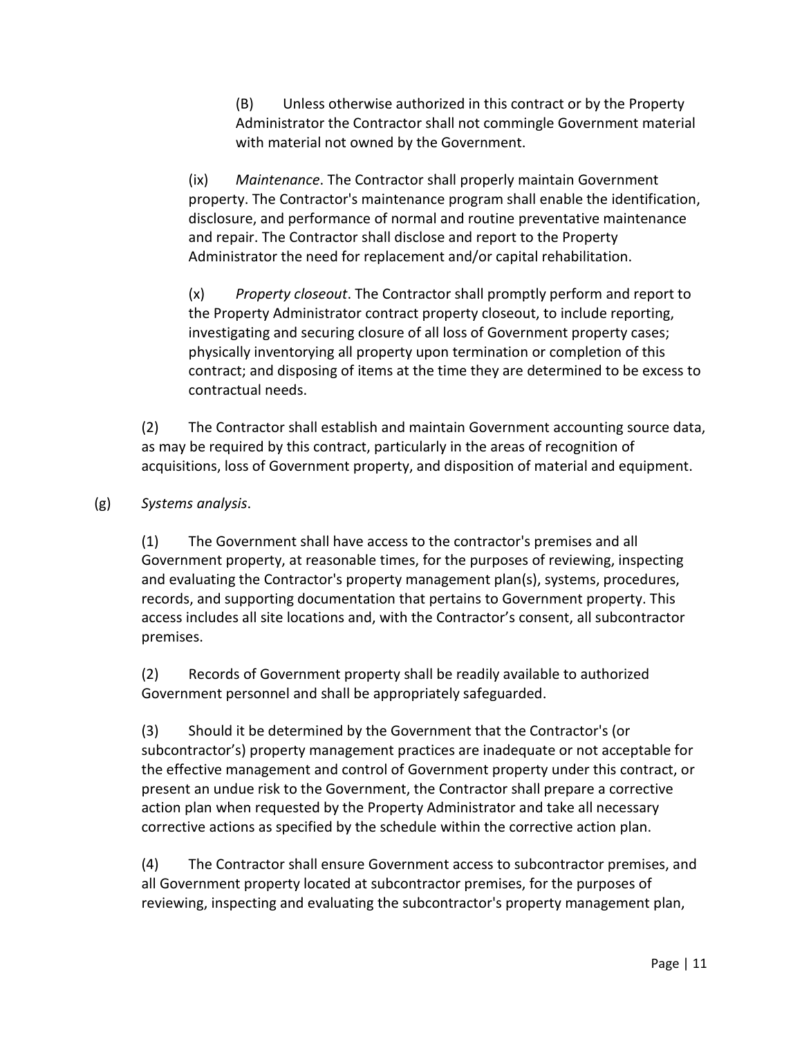(B) Unless otherwise authorized in this contract or by the Property Administrator the Contractor shall not commingle Government material with material not owned by the Government.

(ix) *Maintenance*. The Contractor shall properly maintain Government property. The Contractor's maintenance program shall enable the identification, disclosure, and performance of normal and routine preventative maintenance and repair. The Contractor shall disclose and report to the Property Administrator the need for replacement and/or capital rehabilitation.

(x) *Property closeout*. The Contractor shall promptly perform and report to the Property Administrator contract property closeout, to include reporting, investigating and securing closure of all loss of Government property cases; physically inventorying all property upon termination or completion of this contract; and disposing of items at the time they are determined to be excess to contractual needs.

(2) The Contractor shall establish and maintain Government accounting source data, as may be required by this contract, particularly in the areas of recognition of acquisitions, loss of Government property, and disposition of material and equipment.

(g) *Systems analysis*.

(1) The Government shall have access to the contractor's premises and all Government property, at reasonable times, for the purposes of reviewing, inspecting and evaluating the Contractor's property management plan(s), systems, procedures, records, and supporting documentation that pertains to Government property. This access includes all site locations and, with the Contractor's consent, all subcontractor premises.

(2) Records of Government property shall be readily available to authorized Government personnel and shall be appropriately safeguarded.

(3) Should it be determined by the Government that the Contractor's (or subcontractor's) property management practices are inadequate or not acceptable for the effective management and control of Government property under this contract, or present an undue risk to the Government, the Contractor shall prepare a corrective action plan when requested by the Property Administrator and take all necessary corrective actions as specified by the schedule within the corrective action plan.

(4) The Contractor shall ensure Government access to subcontractor premises, and all Government property located at subcontractor premises, for the purposes of reviewing, inspecting and evaluating the subcontractor's property management plan,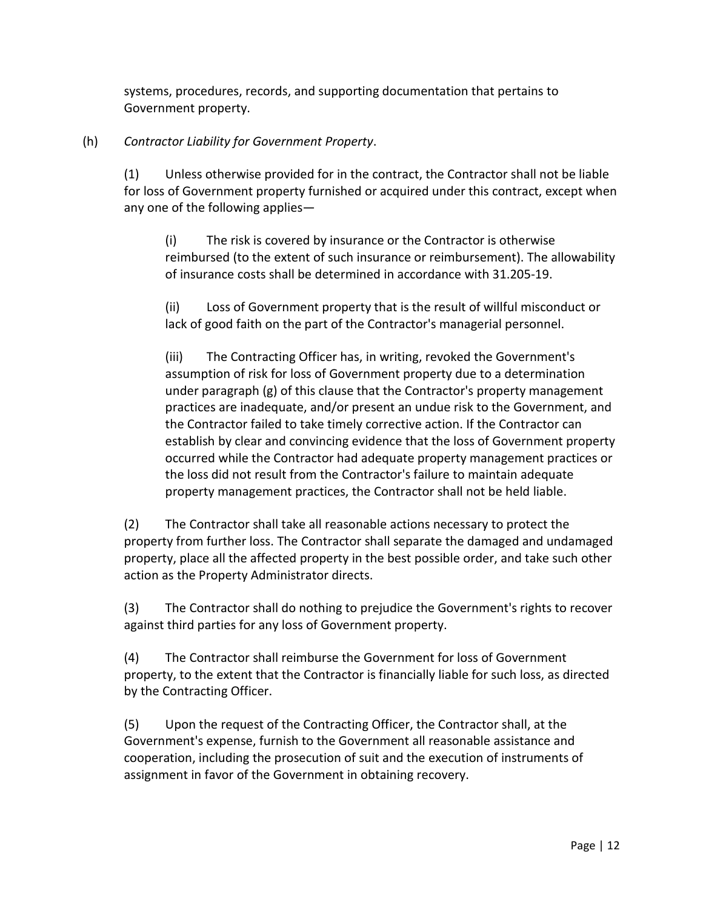systems, procedures, records, and supporting documentation that pertains to Government property.

(h) *Contractor Liability for Government Property*.

(1) Unless otherwise provided for in the contract, the Contractor shall not be liable for loss of Government property furnished or acquired under this contract, except when any one of the following applies—

(i) The risk is covered by insurance or the Contractor is otherwise reimbursed (to the extent of such insurance or reimbursement). The allowability of insurance costs shall be determined in accordance with 31.205-19.

(ii) Loss of Government property that is the result of willful misconduct or lack of good faith on the part of the Contractor's managerial personnel.

(iii) The Contracting Officer has, in writing, revoked the Government's assumption of risk for loss of Government property due to a determination under paragraph (g) of this clause that the Contractor's property management practices are inadequate, and/or present an undue risk to the Government, and the Contractor failed to take timely corrective action. If the Contractor can establish by clear and convincing evidence that the loss of Government property occurred while the Contractor had adequate property management practices or the loss did not result from the Contractor's failure to maintain adequate property management practices, the Contractor shall not be held liable.

(2) The Contractor shall take all reasonable actions necessary to protect the property from further loss. The Contractor shall separate the damaged and undamaged property, place all the affected property in the best possible order, and take such other action as the Property Administrator directs.

(3) The Contractor shall do nothing to prejudice the Government's rights to recover against third parties for any loss of Government property.

(4) The Contractor shall reimburse the Government for loss of Government property, to the extent that the Contractor is financially liable for such loss, as directed by the Contracting Officer.

(5) Upon the request of the Contracting Officer, the Contractor shall, at the Government's expense, furnish to the Government all reasonable assistance and cooperation, including the prosecution of suit and the execution of instruments of assignment in favor of the Government in obtaining recovery.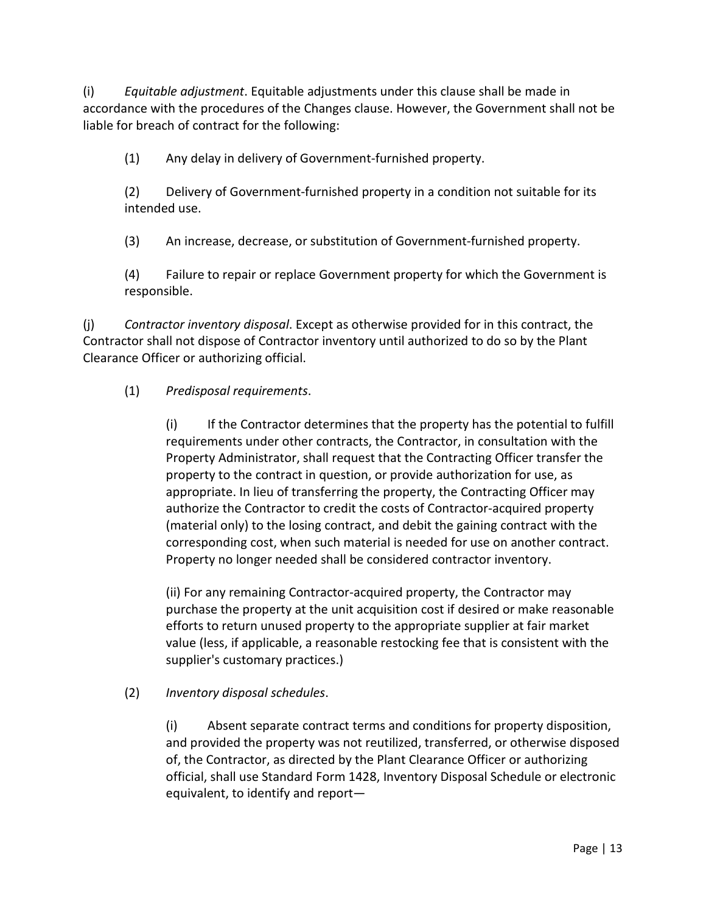(i) *Equitable adjustment*. Equitable adjustments under this clause shall be made in accordance with the procedures of the Changes clause. However, the Government shall not be liable for breach of contract for the following:

(1) Any delay in delivery of Government-furnished property.

(2) Delivery of Government-furnished property in a condition not suitable for its intended use.

(3) An increase, decrease, or substitution of Government-furnished property.

(4) Failure to repair or replace Government property for which the Government is responsible.

(j) *Contractor inventory disposal*. Except as otherwise provided for in this contract, the Contractor shall not dispose of Contractor inventory until authorized to do so by the Plant Clearance Officer or authorizing official.

(1) *Predisposal requirements*.

(i) If the Contractor determines that the property has the potential to fulfill requirements under other contracts, the Contractor, in consultation with the Property Administrator, shall request that the Contracting Officer transfer the property to the contract in question, or provide authorization for use, as appropriate. In lieu of transferring the property, the Contracting Officer may authorize the Contractor to credit the costs of Contractor-acquired property (material only) to the losing contract, and debit the gaining contract with the corresponding cost, when such material is needed for use on another contract. Property no longer needed shall be considered contractor inventory.

(ii) For any remaining Contractor-acquired property, the Contractor may purchase the property at the unit acquisition cost if desired or make reasonable efforts to return unused property to the appropriate supplier at fair market value (less, if applicable, a reasonable restocking fee that is consistent with the supplier's customary practices.)

(2) *Inventory disposal schedules*.

(i) Absent separate contract terms and conditions for property disposition, and provided the property was not reutilized, transferred, or otherwise disposed of, the Contractor, as directed by the Plant Clearance Officer or authorizing official, shall use Standard Form 1428, Inventory Disposal Schedule or electronic equivalent, to identify and report—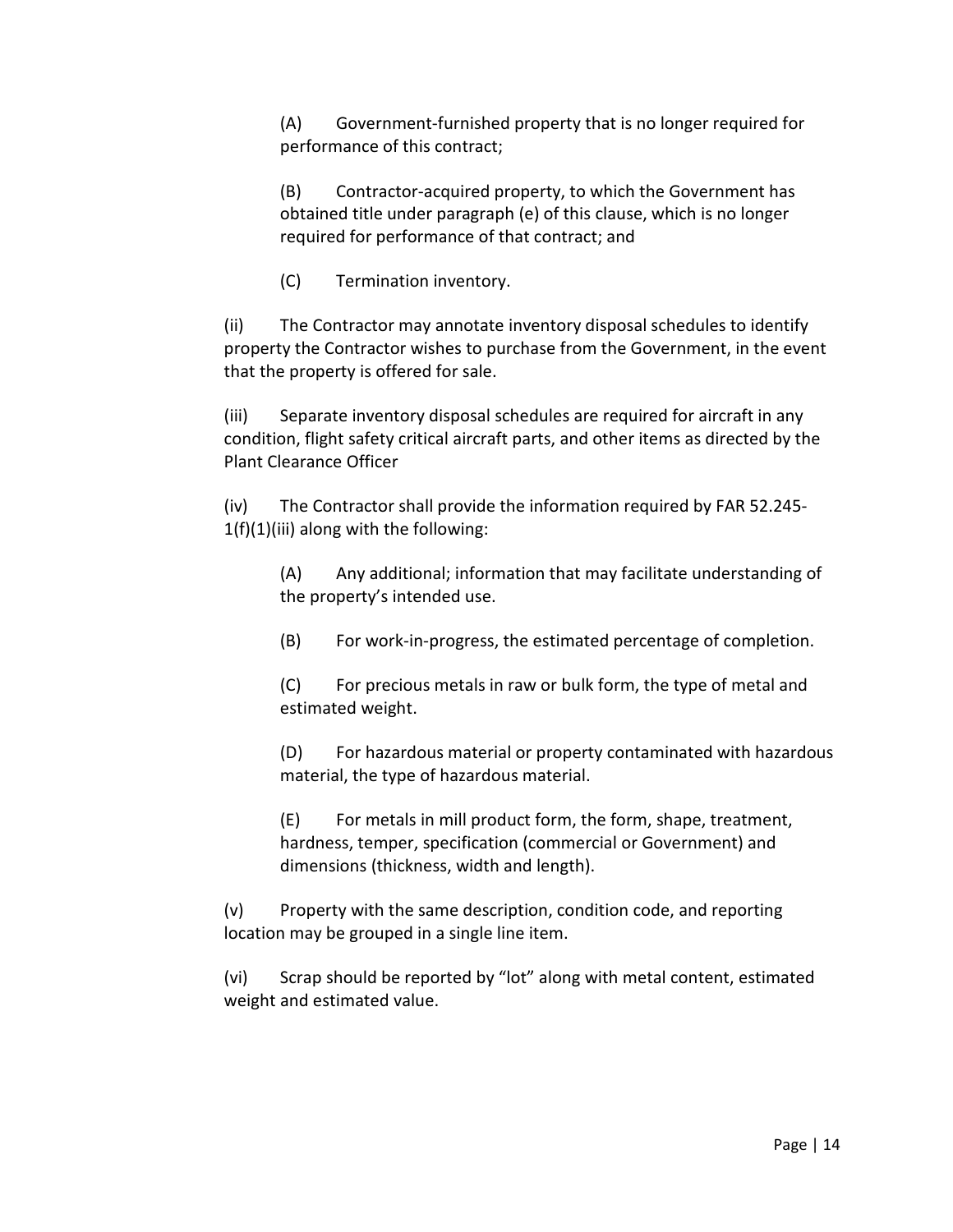(A) Government-furnished property that is no longer required for performance of this contract;

(B) Contractor-acquired property, to which the Government has obtained title under paragraph (e) of this clause, which is no longer required for performance of that contract; and

(C) Termination inventory.

(ii) The Contractor may annotate inventory disposal schedules to identify property the Contractor wishes to purchase from the Government, in the event that the property is offered for sale.

(iii) Separate inventory disposal schedules are required for aircraft in any condition, flight safety critical aircraft parts, and other items as directed by the Plant Clearance Officer

(iv) The Contractor shall provide the information required by FAR 52.245-1(f)(1)(iii) along with the following:

(A) Any additional; information that may facilitate understanding of the property's intended use.

(B) For work-in-progress, the estimated percentage of completion.

(C) For precious metals in raw or bulk form, the type of metal and estimated weight.

(D) For hazardous material or property contaminated with hazardous material, the type of hazardous material.

(E) For metals in mill product form, the form, shape, treatment, hardness, temper, specification (commercial or Government) and dimensions (thickness, width and length).

(v) Property with the same description, condition code, and reporting location may be grouped in a single line item.

(vi) Scrap should be reported by "lot" along with metal content, estimated weight and estimated value.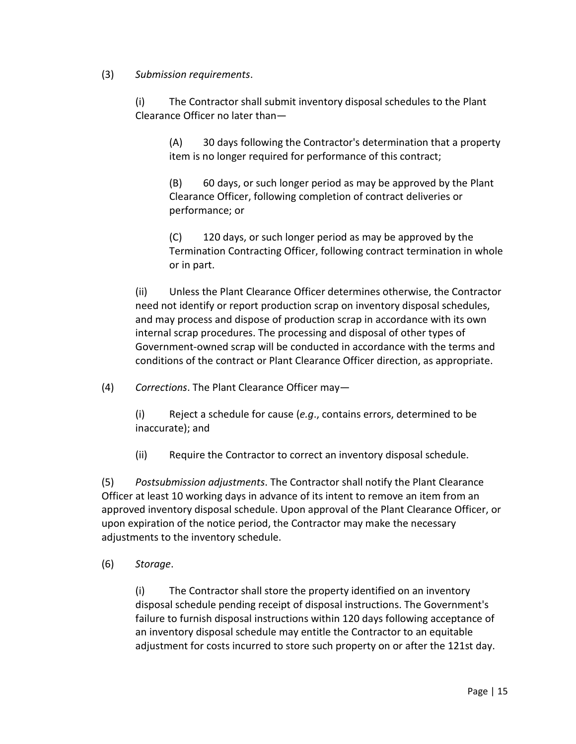(3) *Submission requirements*.

(i) The Contractor shall submit inventory disposal schedules to the Plant Clearance Officer no later than—

(A) 30 days following the Contractor's determination that a property item is no longer required for performance of this contract;

(B) 60 days, or such longer period as may be approved by the Plant Clearance Officer, following completion of contract deliveries or performance; or

(C) 120 days, or such longer period as may be approved by the Termination Contracting Officer, following contract termination in whole or in part.

(ii) Unless the Plant Clearance Officer determines otherwise, the Contractor need not identify or report production scrap on inventory disposal schedules, and may process and dispose of production scrap in accordance with its own internal scrap procedures. The processing and disposal of other types of Government-owned scrap will be conducted in accordance with the terms and conditions of the contract or Plant Clearance Officer direction, as appropriate.

(4) *Corrections*. The Plant Clearance Officer may—

(i) Reject a schedule for cause (*e.g*., contains errors, determined to be inaccurate); and

(ii) Require the Contractor to correct an inventory disposal schedule.

(5) *Postsubmission adjustments*. The Contractor shall notify the Plant Clearance Officer at least 10 working days in advance of its intent to remove an item from an approved inventory disposal schedule. Upon approval of the Plant Clearance Officer, or upon expiration of the notice period, the Contractor may make the necessary adjustments to the inventory schedule.

(6) *Storage*.

(i) The Contractor shall store the property identified on an inventory disposal schedule pending receipt of disposal instructions. The Government's failure to furnish disposal instructions within 120 days following acceptance of an inventory disposal schedule may entitle the Contractor to an equitable adjustment for costs incurred to store such property on or after the 121st day.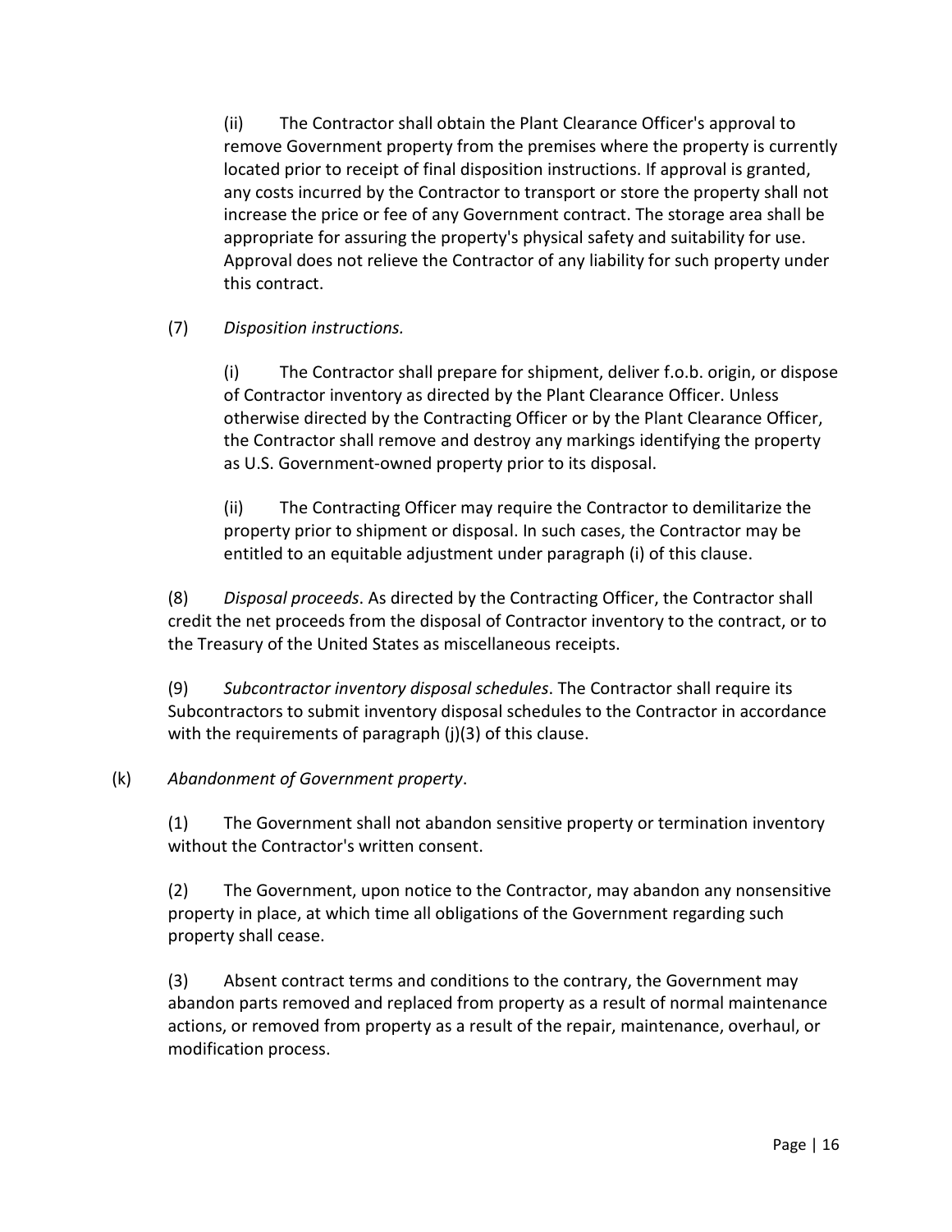(ii) The Contractor shall obtain the Plant Clearance Officer's approval to remove Government property from the premises where the property is currently located prior to receipt of final disposition instructions. If approval is granted, any costs incurred by the Contractor to transport or store the property shall not increase the price or fee of any Government contract. The storage area shall be appropriate for assuring the property's physical safety and suitability for use. Approval does not relieve the Contractor of any liability for such property under this contract.

(7) *Disposition instructions.*

(i) The Contractor shall prepare for shipment, deliver f.o.b. origin, or dispose of Contractor inventory as directed by the Plant Clearance Officer. Unless otherwise directed by the Contracting Officer or by the Plant Clearance Officer, the Contractor shall remove and destroy any markings identifying the property as U.S. Government-owned property prior to its disposal.

(ii) The Contracting Officer may require the Contractor to demilitarize the property prior to shipment or disposal. In such cases, the Contractor may be entitled to an equitable adjustment under paragraph (i) of this clause.

(8) *Disposal proceeds*. As directed by the Contracting Officer, the Contractor shall credit the net proceeds from the disposal of Contractor inventory to the contract, or to the Treasury of the United States as miscellaneous receipts.

(9) *Subcontractor inventory disposal schedules*. The Contractor shall require its Subcontractors to submit inventory disposal schedules to the Contractor in accordance with the requirements of paragraph (j)(3) of this clause.

(k) *Abandonment of Government property*.

(1) The Government shall not abandon sensitive property or termination inventory without the Contractor's written consent.

(2) The Government, upon notice to the Contractor, may abandon any nonsensitive property in place, at which time all obligations of the Government regarding such property shall cease.

(3) Absent contract terms and conditions to the contrary, the Government may abandon parts removed and replaced from property as a result of normal maintenance actions, or removed from property as a result of the repair, maintenance, overhaul, or modification process.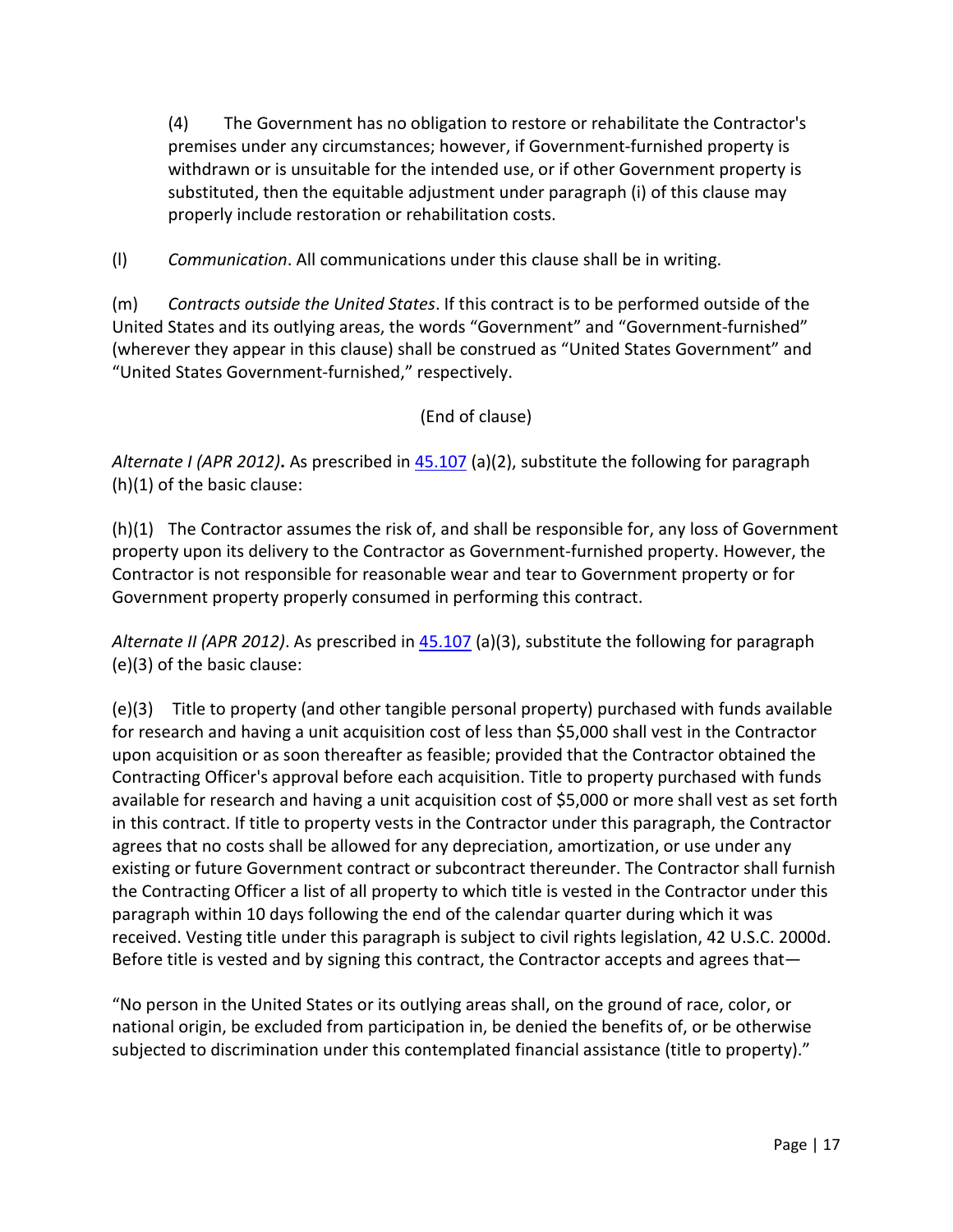(4) The Government has no obligation to restore or rehabilitate the Contractor's premises under any circumstances; however, if Government-furnished property is withdrawn or is unsuitable for the intended use, or if other Government property is substituted, then the equitable adjustment under paragraph (i) of this clause may properly include restoration or rehabilitation costs.

(l) *Communication*. All communications under this clause shall be in writing.

(m) *Contracts outside the United States*. If this contract is to be performed outside of the United States and its outlying areas, the words "Government" and "Government-furnished" (wherever they appear in this clause) shall be construed as "United States Government" and "United States Government-furnished," respectively.

(End of clause)

*Alternate I (APR 2012)*. As prescribed in 45.107 (a)(2), substitute the following for paragraph (h)(1) of the basic clause:

(h)(1) The Contractor assumes the risk of, and shall be responsible for, any loss of Government property upon its delivery to the Contractor as Government-furnished property. However, the Contractor is not responsible for reasonable wear and tear to Government property or for Government property properly consumed in performing this contract.

*Alternate II (APR 2012)*. As prescribed in 45.107 (a)(3), substitute the following for paragraph (e)(3) of the basic clause:

(e)(3) Title to property (and other tangible personal property) purchased with funds available for research and having a unit acquisition cost of less than $5,000 shall vest in the Contractor upon acquisition or as soon thereafter as feasible; provided that the Contractor obtained the Contracting Officer's approval before each acquisition. Title to property purchased with funds available for research and having a unit acquisition cost of $5,000 or more shall vest as set forth in this contract. If title to property vests in the Contractor under this paragraph, the Contractor agrees that no costs shall be allowed for any depreciation, amortization, or use under any existing or future Government contract or subcontract thereunder. The Contractor shall furnish the Contracting Officer a list of all property to which title is vested in the Contractor under this paragraph within 10 days following the end of the calendar quarter during which it was received. Vesting title under this paragraph is subject to civil rights legislation, 42 U.S.C. 2000d. Before title is vested and by signing this contract, the Contractor accepts and agrees that—

"No person in the United States or its outlying areas shall, on the ground of race, color, or national origin, be excluded from participation in, be denied the benefits of, or be otherwise subjected to discrimination under this contemplated financial assistance (title to property)."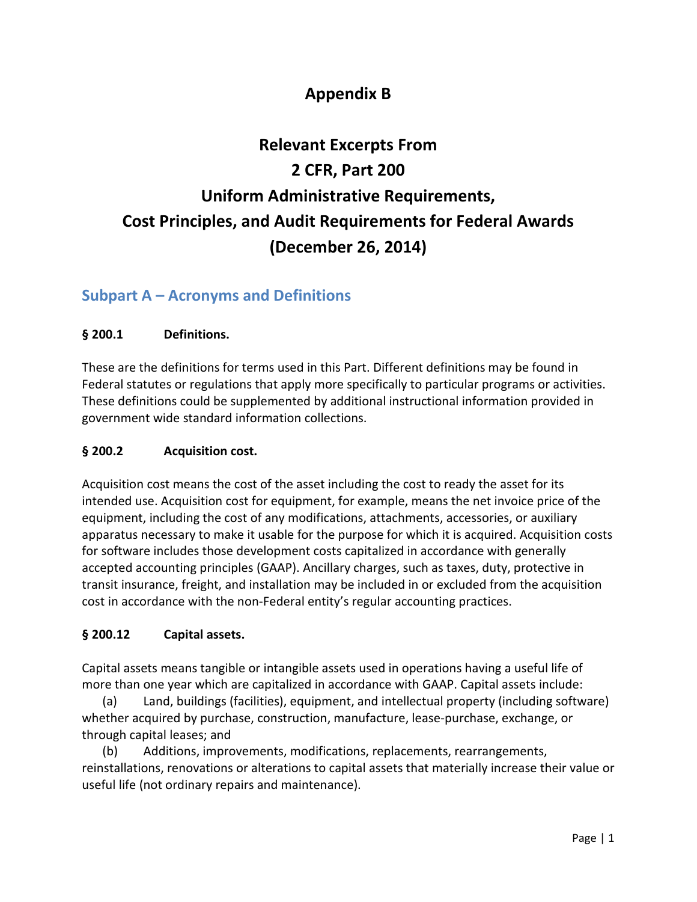# Appendix B

# Relevant Excerpts From 2 CFR, Part 200 Uniform Administrative Requirements, Cost Principles, and Audit Requirements for Federal Awards (December 26, 2014)

## Subpart A – Acronyms and Definitions

### § 200.1 Definitions.

These are the definitions for terms used in this Part. Different definitions may be found in Federal statutes or regulations that apply more specifically to particular programs or activities. These definitions could be supplemented by additional instructional information provided in government wide standard information collections.

### § 200.2 Acquisition cost.

Acquisition cost means the cost of the asset including the cost to ready the asset for its intended use. Acquisition cost for equipment, for example, means the net invoice price of the equipment, including the cost of any modifications, attachments, accessories, or auxiliary apparatus necessary to make it usable for the purpose for which it is acquired. Acquisition costs for software includes those development costs capitalized in accordance with generally accepted accounting principles (GAAP). Ancillary charges, such as taxes, duty, protective in transit insurance, freight, and installation may be included in or excluded from the acquisition cost in accordance with the non-Federal entity's regular accounting practices.

### § 200.12 Capital assets.

Capital assets means tangible or intangible assets used in operations having a useful life of more than one year which are capitalized in accordance with GAAP. Capital assets include:

(a) Land, buildings (facilities), equipment, and intellectual property (including software) whether acquired by purchase, construction, manufacture, lease-purchase, exchange, or through capital leases; and

(b) Additions, improvements, modifications, replacements, rearrangements, reinstallations, renovations or alterations to capital assets that materially increase their value or useful life (not ordinary repairs and maintenance).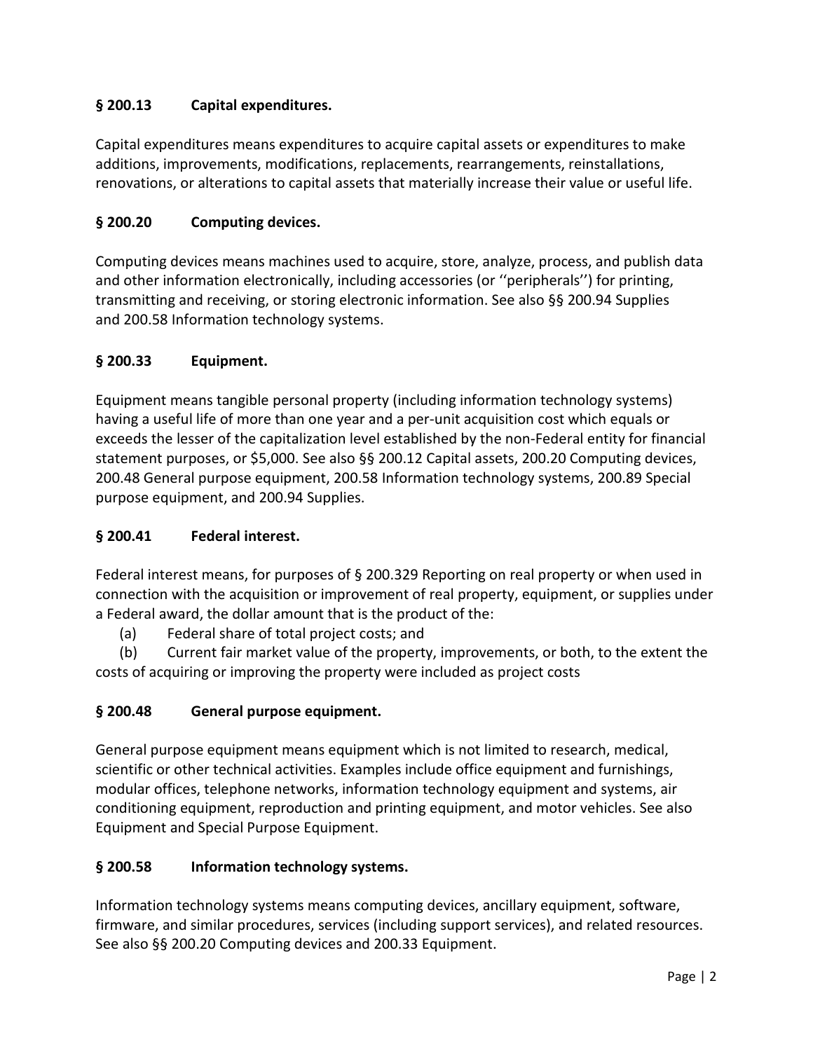### § 200.13 Capital expenditures.

Capital expenditures means expenditures to acquire capital assets or expenditures to make additions, improvements, modifications, replacements, rearrangements, reinstallations, renovations, or alterations to capital assets that materially increase their value or useful life.

### § 200.20 Computing devices.

Computing devices means machines used to acquire, store, analyze, process, and publish data and other information electronically, including accessories (or ''peripherals'') for printing, transmitting and receiving, or storing electronic information. See also §§ 200.94 Supplies and 200.58 Information technology systems.

### § 200.33 Equipment.

Equipment means tangible personal property (including information technology systems) having a useful life of more than one year and a per-unit acquisition cost which equals or exceeds the lesser of the capitalization level established by the non-Federal entity for financial statement purposes, or $5,000. See also §§ 200.12 Capital assets, 200.20 Computing devices, 200.48 General purpose equipment, 200.58 Information technology systems, 200.89 Special purpose equipment, and 200.94 Supplies.

### § 200.41 Federal interest.

Federal interest means, for purposes of § 200.329 Reporting on real property or when used in connection with the acquisition or improvement of real property, equipment, or supplies under a Federal award, the dollar amount that is the product of the:

(a) Federal share of total project costs; and

(b) Current fair market value of the property, improvements, or both, to the extent the costs of acquiring or improving the property were included as project costs

### § 200.48 General purpose equipment.

General purpose equipment means equipment which is not limited to research, medical, scientific or other technical activities. Examples include office equipment and furnishings, modular offices, telephone networks, information technology equipment and systems, air conditioning equipment, reproduction and printing equipment, and motor vehicles. See also Equipment and Special Purpose Equipment.

### § 200.58 Information technology systems.

Information technology systems means computing devices, ancillary equipment, software, firmware, and similar procedures, services (including support services), and related resources. See also §§ 200.20 Computing devices and 200.33 Equipment.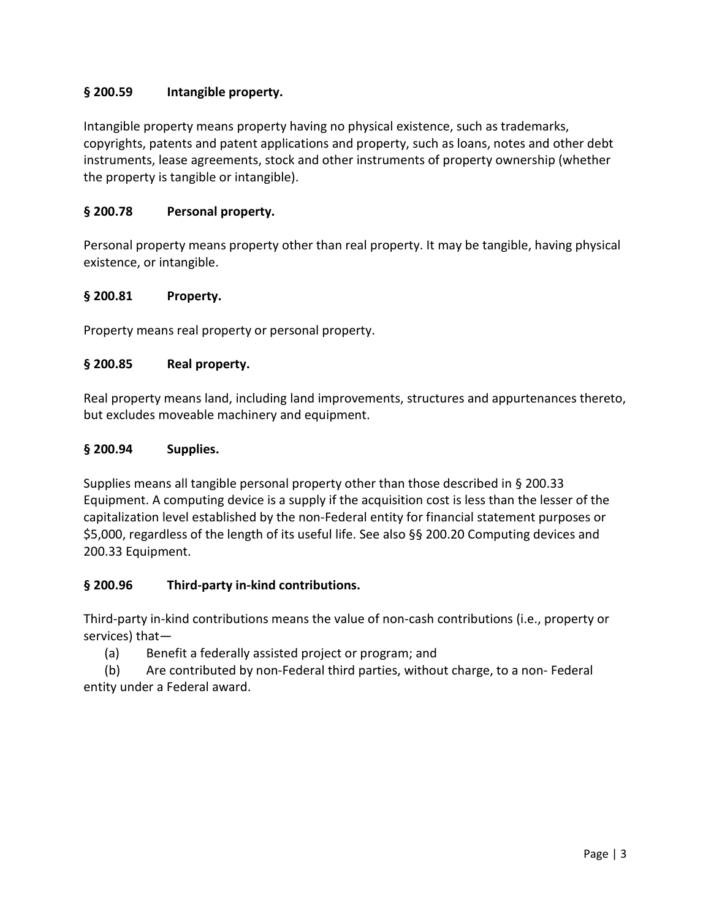### § 200.59 Intangible property.

Intangible property means property having no physical existence, such as trademarks, copyrights, patents and patent applications and property, such as loans, notes and other debt instruments, lease agreements, stock and other instruments of property ownership (whether the property is tangible or intangible).

### § 200.78 Personal property.

Personal property means property other than real property. It may be tangible, having physical existence, or intangible.

### § 200.81 Property.

Property means real property or personal property.

### § 200.85 Real property.

Real property means land, including land improvements, structures and appurtenances thereto, but excludes moveable machinery and equipment.

### § 200.94 Supplies.

Supplies means all tangible personal property other than those described in § 200.33 Equipment. A computing device is a supply if the acquisition cost is less than the lesser of the capitalization level established by the non-Federal entity for financial statement purposes or $5,000, regardless of the length of its useful life. See also §§ 200.20 Computing devices and 200.33 Equipment.

### § 200.96 Third-party in-kind contributions.

Third-party in-kind contributions means the value of non-cash contributions (i.e., property or services) that—

(a) Benefit a federally assisted project or program; and

(b) Are contributed by non-Federal third parties, without charge, to a non- Federal entity under a Federal award.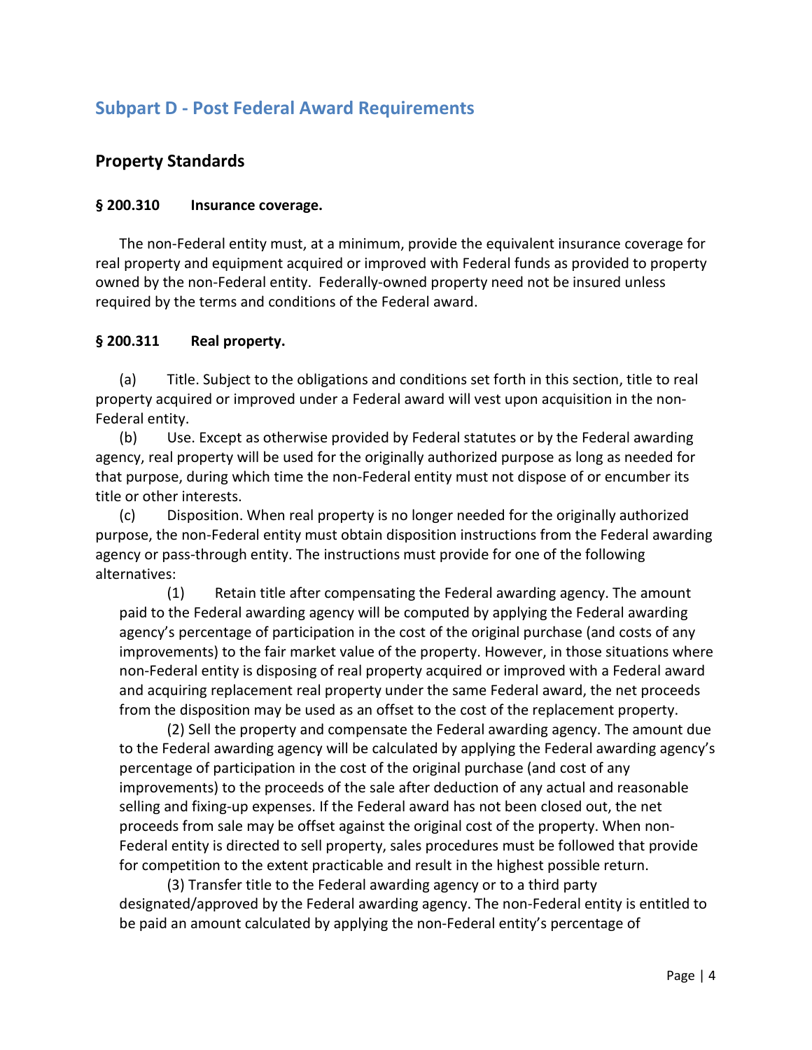## Subpart D - Post Federal Award Requirements

### Property Standards

#### § 200.310 Insurance coverage.

The non-Federal entity must, at a minimum, provide the equivalent insurance coverage for real property and equipment acquired or improved with Federal funds as provided to property owned by the non-Federal entity. Federally-owned property need not be insured unless required by the terms and conditions of the Federal award.

#### § 200.311 Real property.

(a) Title. Subject to the obligations and conditions set forth in this section, title to real property acquired or improved under a Federal award will vest upon acquisition in the non-Federal entity.

(b) Use. Except as otherwise provided by Federal statutes or by the Federal awarding agency, real property will be used for the originally authorized purpose as long as needed for that purpose, during which time the non-Federal entity must not dispose of or encumber its title or other interests.

(c) Disposition. When real property is no longer needed for the originally authorized purpose, the non-Federal entity must obtain disposition instructions from the Federal awarding agency or pass-through entity. The instructions must provide for one of the following alternatives:

(1) Retain title after compensating the Federal awarding agency. The amount paid to the Federal awarding agency will be computed by applying the Federal awarding agency's percentage of participation in the cost of the original purchase (and costs of any improvements) to the fair market value of the property. However, in those situations where non-Federal entity is disposing of real property acquired or improved with a Federal award and acquiring replacement real property under the same Federal award, the net proceeds from the disposition may be used as an offset to the cost of the replacement property.

(2) Sell the property and compensate the Federal awarding agency. The amount due to the Federal awarding agency will be calculated by applying the Federal awarding agency's percentage of participation in the cost of the original purchase (and cost of any improvements) to the proceeds of the sale after deduction of any actual and reasonable selling and fixing-up expenses. If the Federal award has not been closed out, the net proceeds from sale may be offset against the original cost of the property. When non-Federal entity is directed to sell property, sales procedures must be followed that provide for competition to the extent practicable and result in the highest possible return.

(3) Transfer title to the Federal awarding agency or to a third party designated/approved by the Federal awarding agency. The non-Federal entity is entitled to be paid an amount calculated by applying the non-Federal entity's percentage of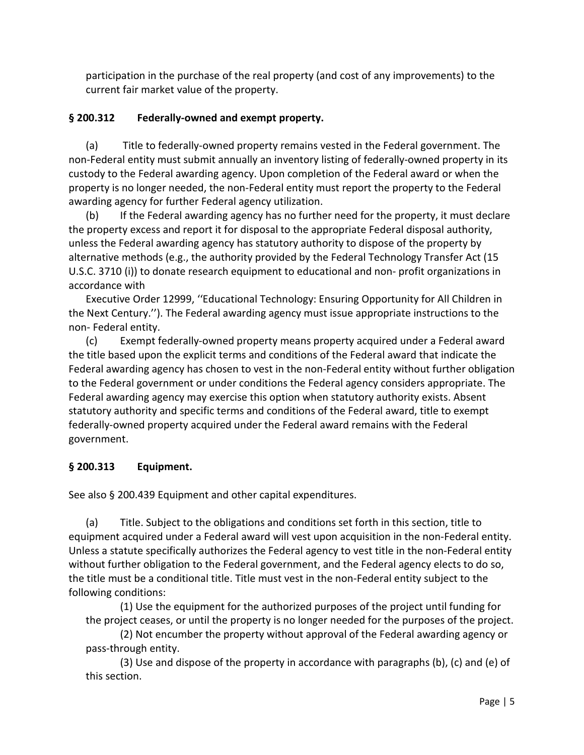participation in the purchase of the real property (and cost of any improvements) to the current fair market value of the property.

### § 200.312 Federally-owned and exempt property.

(a) Title to federally-owned property remains vested in the Federal government. The non-Federal entity must submit annually an inventory listing of federally-owned property in its custody to the Federal awarding agency. Upon completion of the Federal award or when the property is no longer needed, the non-Federal entity must report the property to the Federal awarding agency for further Federal agency utilization.

(b) If the Federal awarding agency has no further need for the property, it must declare the property excess and report it for disposal to the appropriate Federal disposal authority, unless the Federal awarding agency has statutory authority to dispose of the property by alternative methods (e.g., the authority provided by the Federal Technology Transfer Act (15 U.S.C. 3710 (i)) to donate research equipment to educational and non- profit organizations in accordance with

Executive Order 12999, ''Educational Technology: Ensuring Opportunity for All Children in the Next Century.''). The Federal awarding agency must issue appropriate instructions to the non- Federal entity.

(c) Exempt federally-owned property means property acquired under a Federal award the title based upon the explicit terms and conditions of the Federal award that indicate the Federal awarding agency has chosen to vest in the non-Federal entity without further obligation to the Federal government or under conditions the Federal agency considers appropriate. The Federal awarding agency may exercise this option when statutory authority exists. Absent statutory authority and specific terms and conditions of the Federal award, title to exempt federally-owned property acquired under the Federal award remains with the Federal government.

### § 200.313 Equipment.

See also § 200.439 Equipment and other capital expenditures.

(a) Title. Subject to the obligations and conditions set forth in this section, title to equipment acquired under a Federal award will vest upon acquisition in the non-Federal entity. Unless a statute specifically authorizes the Federal agency to vest title in the non-Federal entity without further obligation to the Federal government, and the Federal agency elects to do so, the title must be a conditional title. Title must vest in the non-Federal entity subject to the following conditions:

(1) Use the equipment for the authorized purposes of the project until funding for the project ceases, or until the property is no longer needed for the purposes of the project.

(2) Not encumber the property without approval of the Federal awarding agency or pass-through entity.

(3) Use and dispose of the property in accordance with paragraphs (b), (c) and (e) of this section.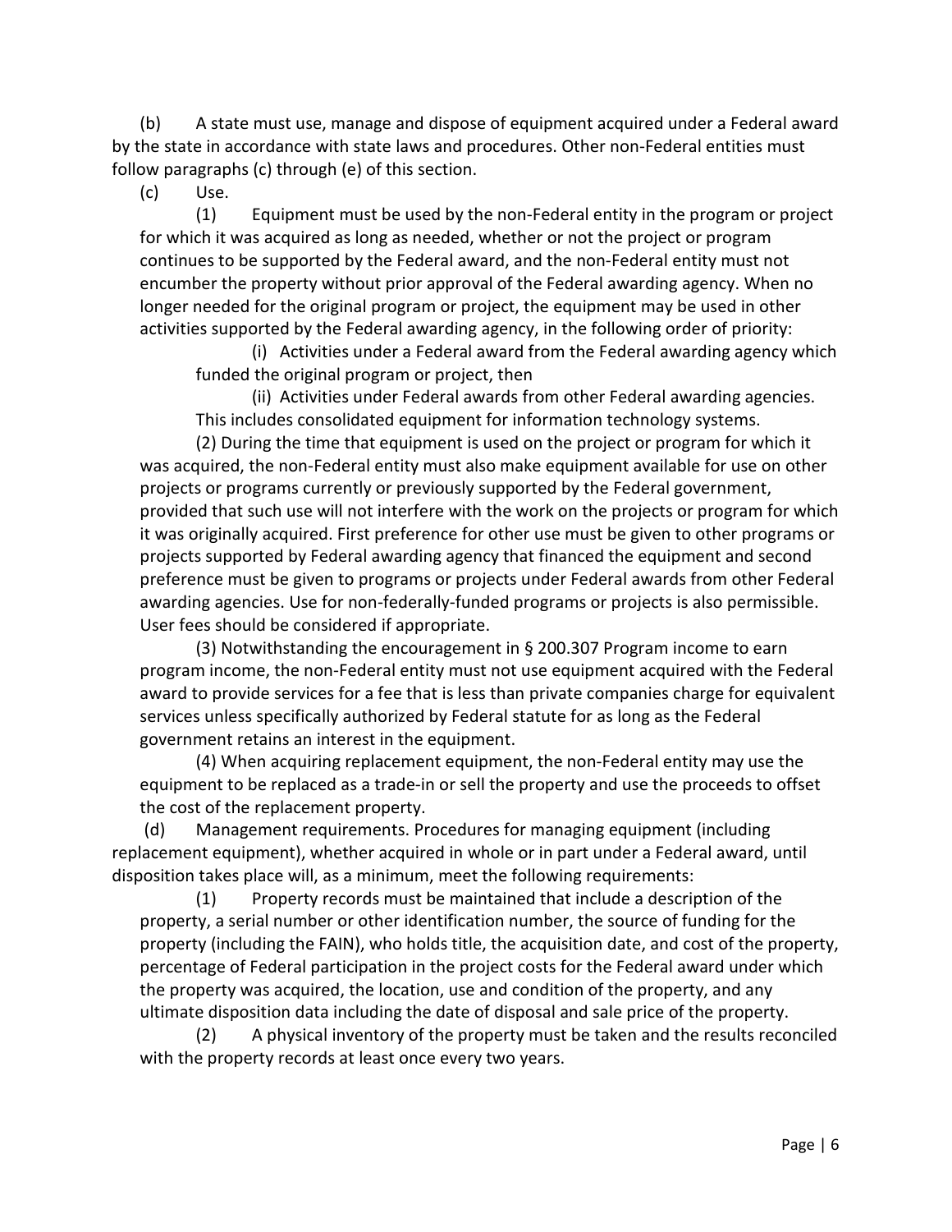(b) A state must use, manage and dispose of equipment acquired under a Federal award by the state in accordance with state laws and procedures. Other non-Federal entities must follow paragraphs (c) through (e) of this section.

(c) Use.

(1) Equipment must be used by the non-Federal entity in the program or project for which it was acquired as long as needed, whether or not the project or program continues to be supported by the Federal award, and the non-Federal entity must not encumber the property without prior approval of the Federal awarding agency. When no longer needed for the original program or project, the equipment may be used in other activities supported by the Federal awarding agency, in the following order of priority:

(i) Activities under a Federal award from the Federal awarding agency which funded the original program or project, then

(ii) Activities under Federal awards from other Federal awarding agencies. This includes consolidated equipment for information technology systems.

(2) During the time that equipment is used on the project or program for which it was acquired, the non-Federal entity must also make equipment available for use on other projects or programs currently or previously supported by the Federal government, provided that such use will not interfere with the work on the projects or program for which it was originally acquired. First preference for other use must be given to other programs or projects supported by Federal awarding agency that financed the equipment and second preference must be given to programs or projects under Federal awards from other Federal awarding agencies. Use for non-federally-funded programs or projects is also permissible. User fees should be considered if appropriate.

(3) Notwithstanding the encouragement in § 200.307 Program income to earn program income, the non-Federal entity must not use equipment acquired with the Federal award to provide services for a fee that is less than private companies charge for equivalent services unless specifically authorized by Federal statute for as long as the Federal government retains an interest in the equipment.

(4) When acquiring replacement equipment, the non-Federal entity may use the equipment to be replaced as a trade-in or sell the property and use the proceeds to offset the cost of the replacement property.

(d) Management requirements. Procedures for managing equipment (including replacement equipment), whether acquired in whole or in part under a Federal award, until disposition takes place will, as a minimum, meet the following requirements:

(1) Property records must be maintained that include a description of the property, a serial number or other identification number, the source of funding for the property (including the FAIN), who holds title, the acquisition date, and cost of the property, percentage of Federal participation in the project costs for the Federal award under which the property was acquired, the location, use and condition of the property, and any ultimate disposition data including the date of disposal and sale price of the property.

(2) A physical inventory of the property must be taken and the results reconciled with the property records at least once every two years.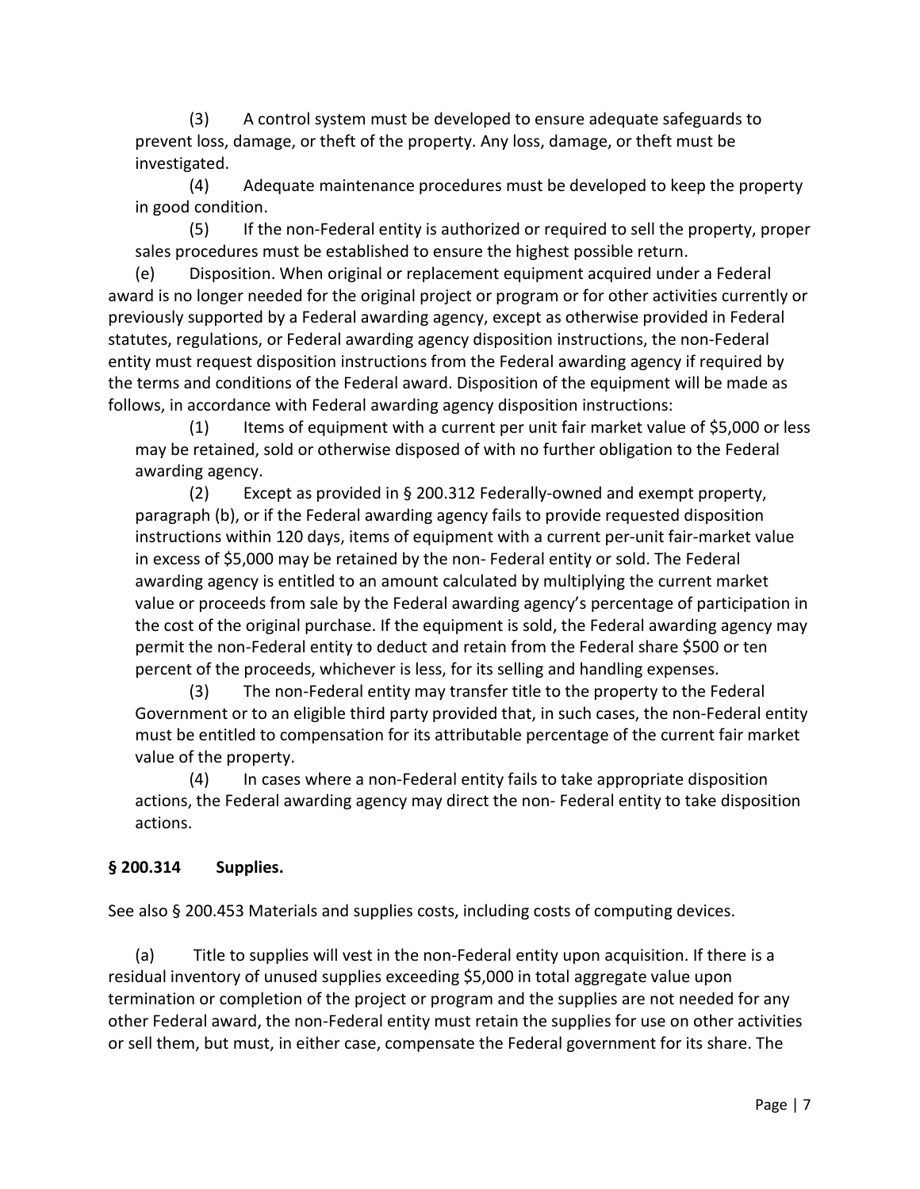(3) A control system must be developed to ensure adequate safeguards to prevent loss, damage, or theft of the property. Any loss, damage, or theft must be investigated.

(4) Adequate maintenance procedures must be developed to keep the property in good condition.

(5) If the non-Federal entity is authorized or required to sell the property, proper sales procedures must be established to ensure the highest possible return.

(e) Disposition. When original or replacement equipment acquired under a Federal award is no longer needed for the original project or program or for other activities currently or previously supported by a Federal awarding agency, except as otherwise provided in Federal statutes, regulations, or Federal awarding agency disposition instructions, the non-Federal entity must request disposition instructions from the Federal awarding agency if required by the terms and conditions of the Federal award. Disposition of the equipment will be made as follows, in accordance with Federal awarding agency disposition instructions:

(1) Items of equipment with a current per unit fair market value of $5,000 or less may be retained, sold or otherwise disposed of with no further obligation to the Federal awarding agency.

(2) Except as provided in § 200.312 Federally-owned and exempt property, paragraph (b), or if the Federal awarding agency fails to provide requested disposition instructions within 120 days, items of equipment with a current per-unit fair-market value in excess of $5,000 may be retained by the non- Federal entity or sold. The Federal awarding agency is entitled to an amount calculated by multiplying the current market value or proceeds from sale by the Federal awarding agency's percentage of participation in the cost of the original purchase. If the equipment is sold, the Federal awarding agency may permit the non-Federal entity to deduct and retain from the Federal share $500 or ten percent of the proceeds, whichever is less, for its selling and handling expenses.

(3) The non-Federal entity may transfer title to the property to the Federal Government or to an eligible third party provided that, in such cases, the non-Federal entity must be entitled to compensation for its attributable percentage of the current fair market value of the property.

(4) In cases where a non-Federal entity fails to take appropriate disposition actions, the Federal awarding agency may direct the non- Federal entity to take disposition actions.

**§ 200.314 Supplies.**

See also § 200.453 Materials and supplies costs, including costs of computing devices.

(a) Title to supplies will vest in the non-Federal entity upon acquisition. If there is a residual inventory of unused supplies exceeding $5,000 in total aggregate value upon termination or completion of the project or program and the supplies are not needed for any other Federal award, the non-Federal entity must retain the supplies for use on other activities or sell them, but must, in either case, compensate the Federal government for its share. The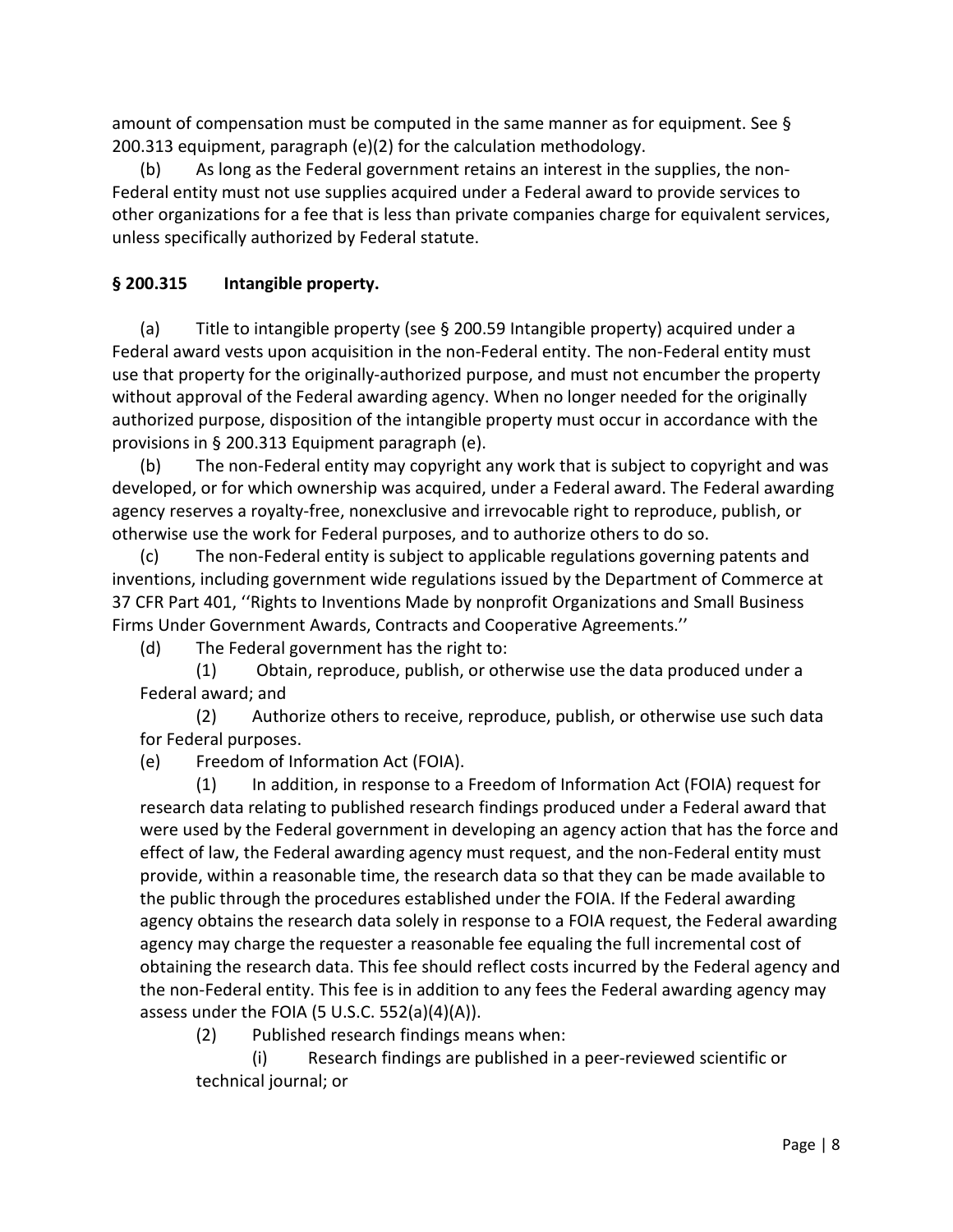amount of compensation must be computed in the same manner as for equipment. See § 200.313 equipment, paragraph (e)(2) for the calculation methodology.

(b) As long as the Federal government retains an interest in the supplies, the non-Federal entity must not use supplies acquired under a Federal award to provide services to other organizations for a fee that is less than private companies charge for equivalent services, unless specifically authorized by Federal statute.

### § 200.315 Intangible property.

(a) Title to intangible property (see § 200.59 Intangible property) acquired under a Federal award vests upon acquisition in the non-Federal entity. The non-Federal entity must use that property for the originally-authorized purpose, and must not encumber the property without approval of the Federal awarding agency. When no longer needed for the originally authorized purpose, disposition of the intangible property must occur in accordance with the provisions in § 200.313 Equipment paragraph (e).

(b) The non-Federal entity may copyright any work that is subject to copyright and was developed, or for which ownership was acquired, under a Federal award. The Federal awarding agency reserves a royalty-free, nonexclusive and irrevocable right to reproduce, publish, or otherwise use the work for Federal purposes, and to authorize others to do so.

(c) The non-Federal entity is subject to applicable regulations governing patents and inventions, including government wide regulations issued by the Department of Commerce at 37 CFR Part 401, ''Rights to Inventions Made by nonprofit Organizations and Small Business Firms Under Government Awards, Contracts and Cooperative Agreements.''

(d) The Federal government has the right to:

(1) Obtain, reproduce, publish, or otherwise use the data produced under a Federal award; and

(2) Authorize others to receive, reproduce, publish, or otherwise use such data for Federal purposes.

(e) Freedom of Information Act (FOIA).

(1) In addition, in response to a Freedom of Information Act (FOIA) request for research data relating to published research findings produced under a Federal award that were used by the Federal government in developing an agency action that has the force and effect of law, the Federal awarding agency must request, and the non-Federal entity must provide, within a reasonable time, the research data so that they can be made available to the public through the procedures established under the FOIA. If the Federal awarding agency obtains the research data solely in response to a FOIA request, the Federal awarding agency may charge the requester a reasonable fee equaling the full incremental cost of obtaining the research data. This fee should reflect costs incurred by the Federal agency and the non-Federal entity. This fee is in addition to any fees the Federal awarding agency may assess under the FOIA (5 U.S.C. 552(a)(4)(A)).

(2) Published research findings means when:

(i) Research findings are published in a peer-reviewed scientific or technical journal; or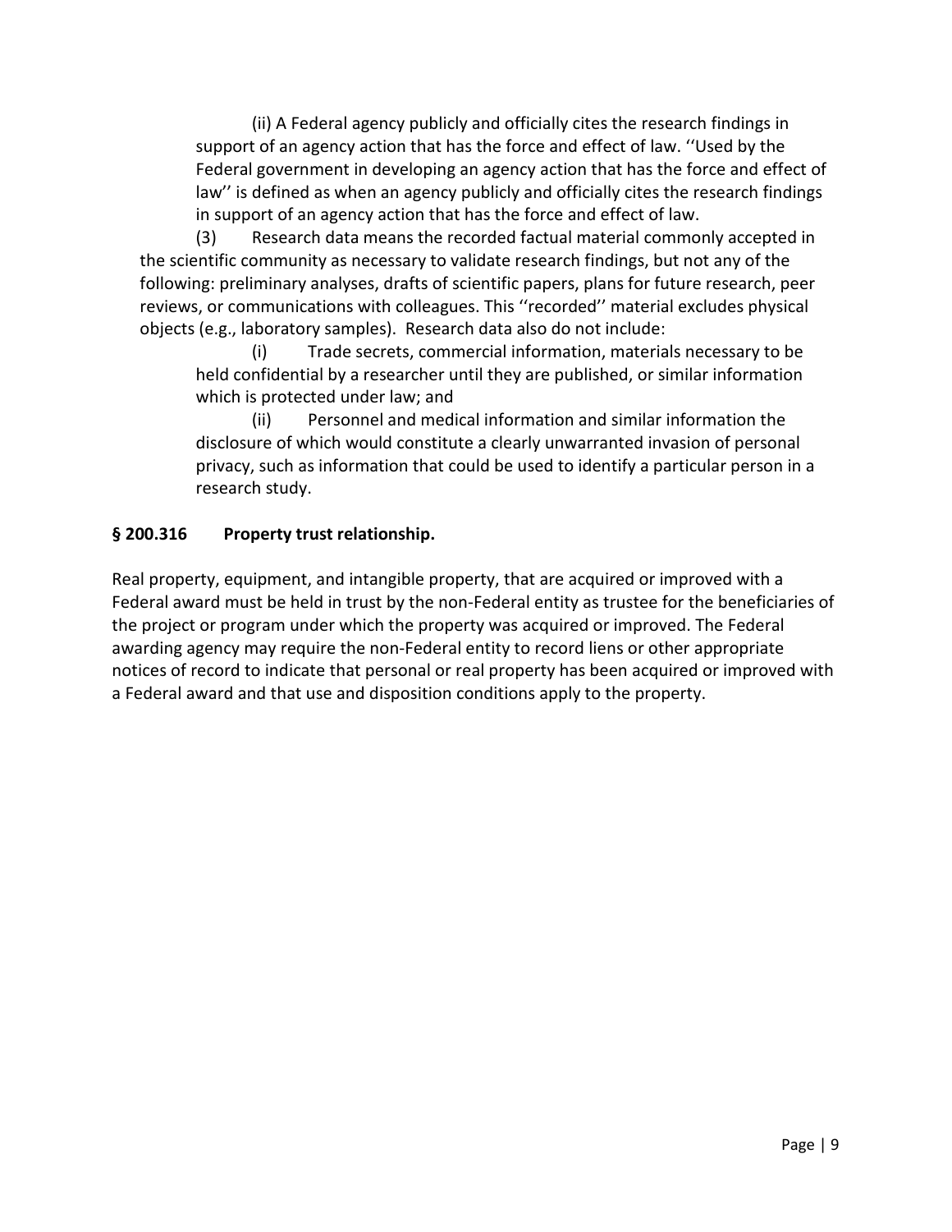(ii) A Federal agency publicly and officially cites the research findings in support of an agency action that has the force and effect of law. ''Used by the Federal government in developing an agency action that has the force and effect of law'' is defined as when an agency publicly and officially cites the research findings in support of an agency action that has the force and effect of law.

(3) Research data means the recorded factual material commonly accepted in the scientific community as necessary to validate research findings, but not any of the following: preliminary analyses, drafts of scientific papers, plans for future research, peer reviews, or communications with colleagues. This ''recorded'' material excludes physical objects (e.g., laboratory samples). Research data also do not include:

(i) Trade secrets, commercial information, materials necessary to be held confidential by a researcher until they are published, or similar information which is protected under law; and

(ii) Personnel and medical information and similar information the disclosure of which would constitute a clearly unwarranted invasion of personal privacy, such as information that could be used to identify a particular person in a research study.

**§ 200.316 Property trust relationship.**

Real property, equipment, and intangible property, that are acquired or improved with a Federal award must be held in trust by the non-Federal entity as trustee for the beneficiaries of the project or program under which the property was acquired or improved. The Federal awarding agency may require the non-Federal entity to record liens or other appropriate notices of record to indicate that personal or real property has been acquired or improved with a Federal award and that use and disposition conditions apply to the property.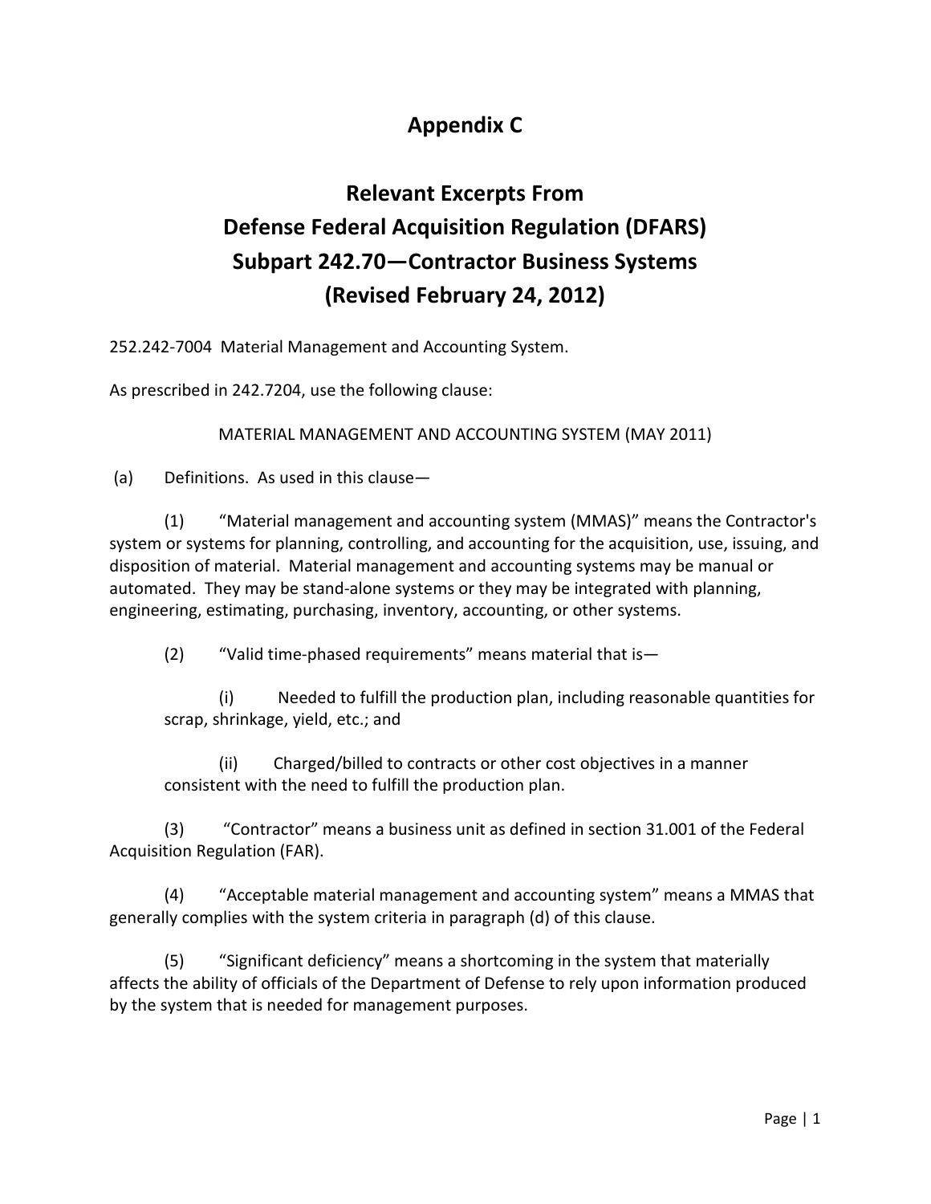# Appendix C

## Relevant Excerpts From Defense Federal Acquisition Regulation (DFARS) Subpart 242.70—Contractor Business Systems (Revised February 24, 2012)

252.242-7004 Material Management and Accounting System.

As prescribed in 242.7204, use the following clause:

MATERIAL MANAGEMENT AND ACCOUNTING SYSTEM (MAY 2011)

(a) Definitions. As used in this clause—

(1) "Material management and accounting system (MMAS)" means the Contractor's system or systems for planning, controlling, and accounting for the acquisition, use, issuing, and disposition of material. Material management and accounting systems may be manual or automated. They may be stand-alone systems or they may be integrated with planning, engineering, estimating, purchasing, inventory, accounting, or other systems.

(2) "Valid time-phased requirements" means material that is—

(i) Needed to fulfill the production plan, including reasonable quantities for scrap, shrinkage, yield, etc.; and

(ii) Charged/billed to contracts or other cost objectives in a manner consistent with the need to fulfill the production plan.

(3) "Contractor" means a business unit as defined in section 31.001 of the Federal Acquisition Regulation (FAR).

(4) "Acceptable material management and accounting system" means a MMAS that generally complies with the system criteria in paragraph (d) of this clause.

(5) "Significant deficiency" means a shortcoming in the system that materially affects the ability of officials of the Department of Defense to rely upon information produced by the system that is needed for management purposes.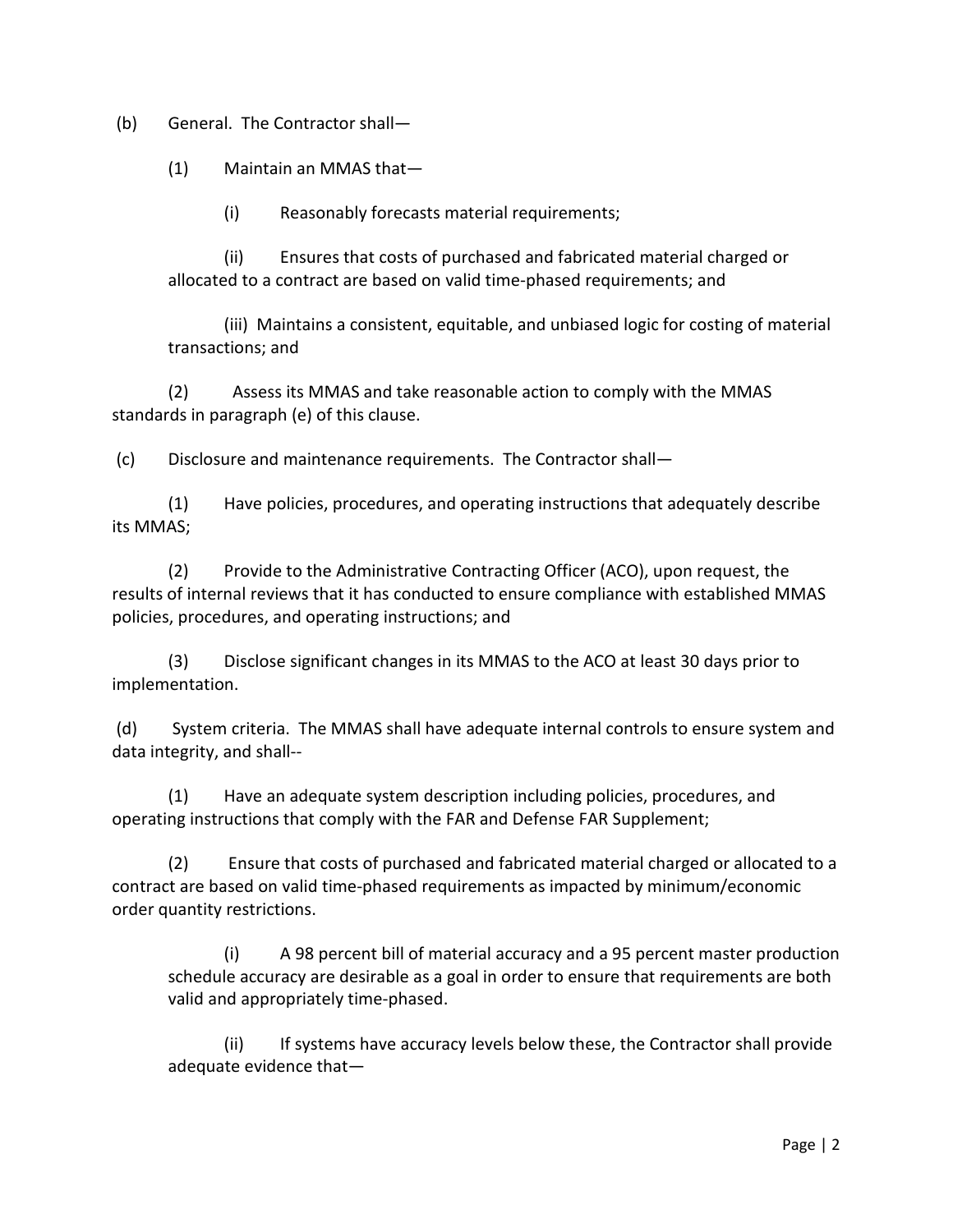(b) General. The Contractor shall—

(1) Maintain an MMAS that—

(i) Reasonably forecasts material requirements;

(ii) Ensures that costs of purchased and fabricated material charged or allocated to a contract are based on valid time-phased requirements; and

(iii) Maintains a consistent, equitable, and unbiased logic for costing of material transactions; and

(2) Assess its MMAS and take reasonable action to comply with the MMAS standards in paragraph (e) of this clause.

(c) Disclosure and maintenance requirements. The Contractor shall—

(1) Have policies, procedures, and operating instructions that adequately describe its MMAS;

(2) Provide to the Administrative Contracting Officer (ACO), upon request, the results of internal reviews that it has conducted to ensure compliance with established MMAS policies, procedures, and operating instructions; and

(3) Disclose significant changes in its MMAS to the ACO at least 30 days prior to implementation.

(d) System criteria. The MMAS shall have adequate internal controls to ensure system and data integrity, and shall--

(1) Have an adequate system description including policies, procedures, and operating instructions that comply with the FAR and Defense FAR Supplement;

(2) Ensure that costs of purchased and fabricated material charged or allocated to a contract are based on valid time-phased requirements as impacted by minimum/economic order quantity restrictions.

(i) A 98 percent bill of material accuracy and a 95 percent master production schedule accuracy are desirable as a goal in order to ensure that requirements are both valid and appropriately time-phased.

(ii) If systems have accuracy levels below these, the Contractor shall provide adequate evidence that—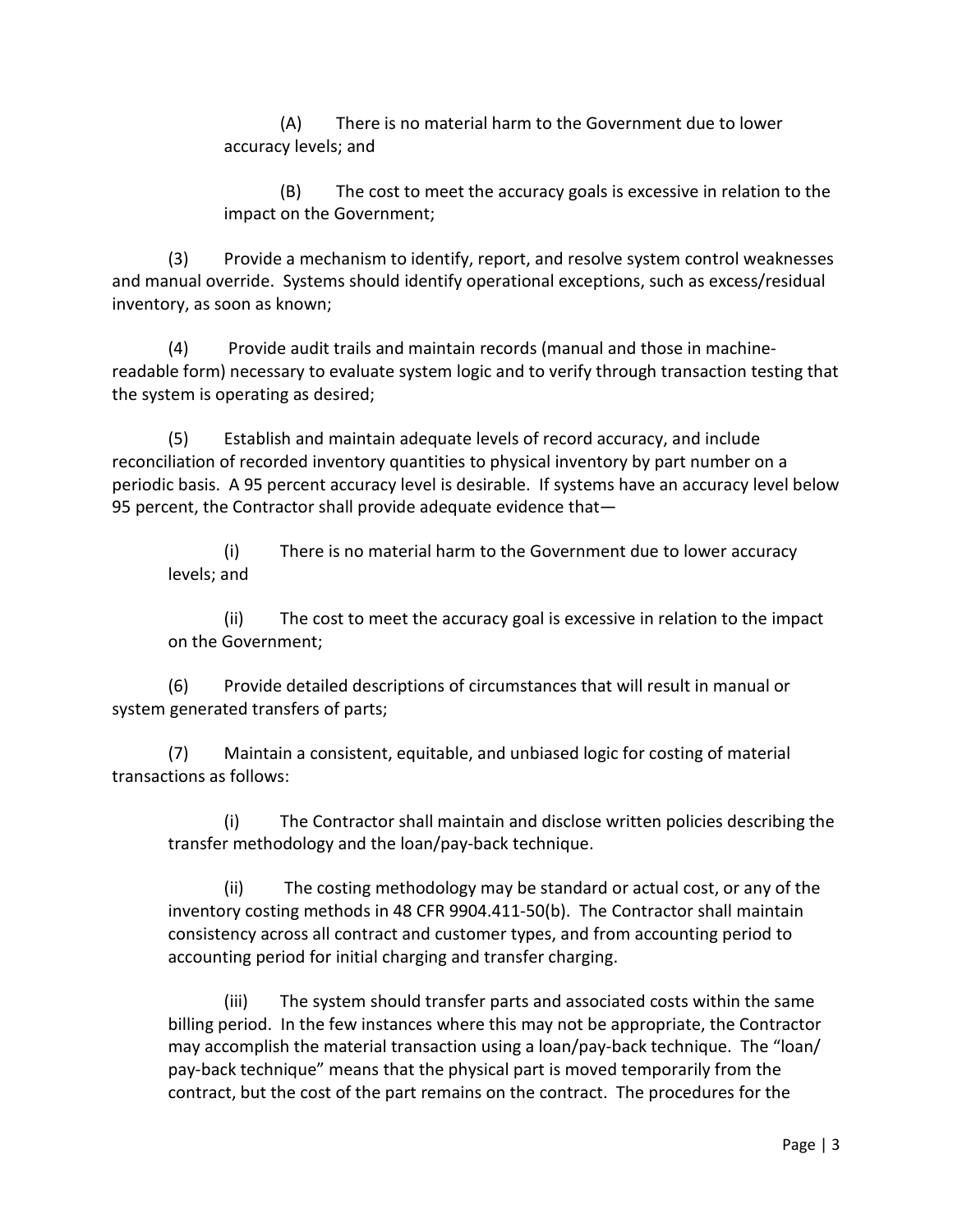(A) There is no material harm to the Government due to lower accuracy levels; and

(B) The cost to meet the accuracy goals is excessive in relation to the impact on the Government;

(3) Provide a mechanism to identify, report, and resolve system control weaknesses and manual override. Systems should identify operational exceptions, such as excess/residual inventory, as soon as known;

(4) Provide audit trails and maintain records (manual and those in machine-readable form) necessary to evaluate system logic and to verify through transaction testing that the system is operating as desired;

(5) Establish and maintain adequate levels of record accuracy, and include reconciliation of recorded inventory quantities to physical inventory by part number on a periodic basis. A 95 percent accuracy level is desirable. If systems have an accuracy level below 95 percent, the Contractor shall provide adequate evidence that—

(i) There is no material harm to the Government due to lower accuracy levels; and

(ii) The cost to meet the accuracy goal is excessive in relation to the impact on the Government;

(6) Provide detailed descriptions of circumstances that will result in manual or system generated transfers of parts;

(7) Maintain a consistent, equitable, and unbiased logic for costing of material transactions as follows:

(i) The Contractor shall maintain and disclose written policies describing the transfer methodology and the loan/pay-back technique.

(ii) The costing methodology may be standard or actual cost, or any of the inventory costing methods in 48 CFR 9904.411-50(b). The Contractor shall maintain consistency across all contract and customer types, and from accounting period to accounting period for initial charging and transfer charging.

(iii) The system should transfer parts and associated costs within the same billing period. In the few instances where this may not be appropriate, the Contractor may accomplish the material transaction using a loan/pay-back technique. The "loan/ pay-back technique" means that the physical part is moved temporarily from the contract, but the cost of the part remains on the contract. The procedures for the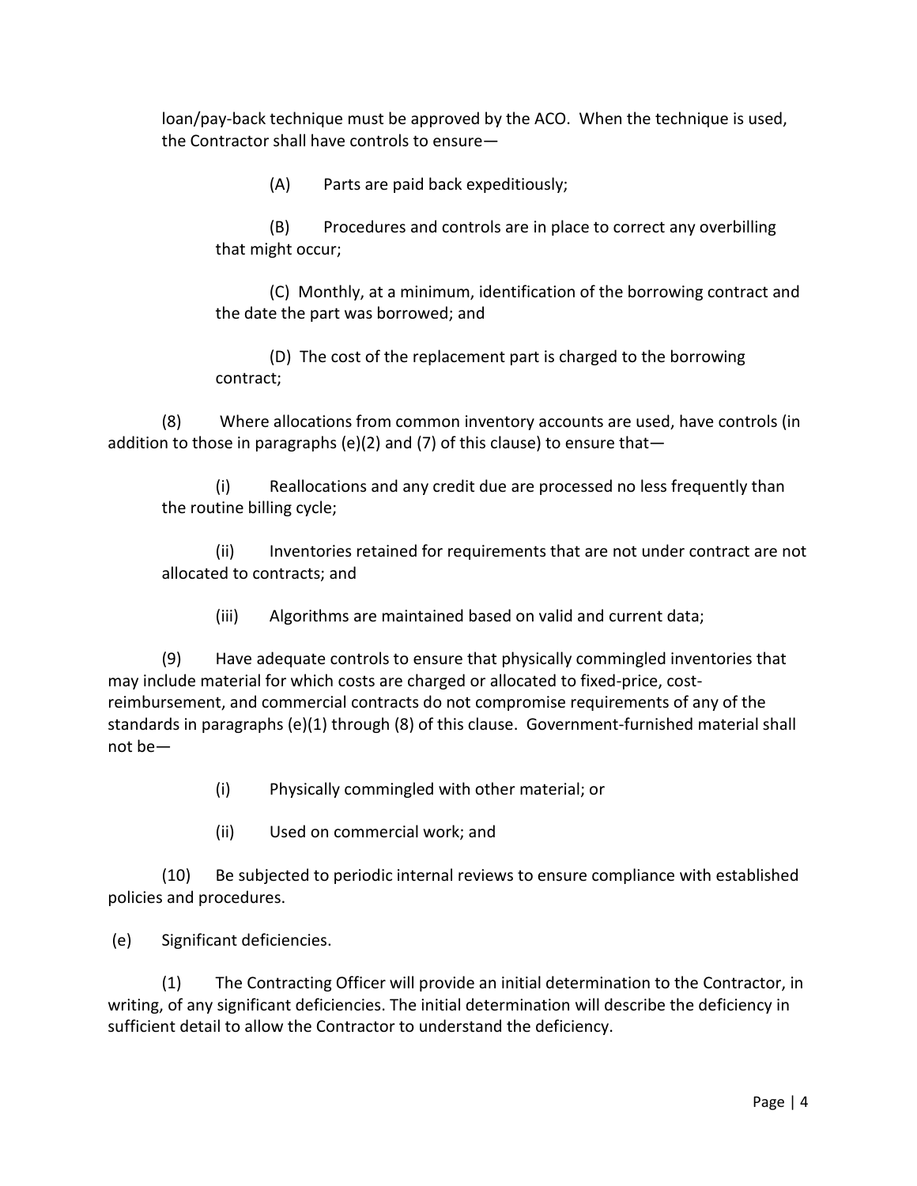loan/pay-back technique must be approved by the ACO. When the technique is used, the Contractor shall have controls to ensure—

(A) Parts are paid back expeditiously;

(B) Procedures and controls are in place to correct any overbilling that might occur;

(C) Monthly, at a minimum, identification of the borrowing contract and the date the part was borrowed; and

(D) The cost of the replacement part is charged to the borrowing contract;

(8) Where allocations from common inventory accounts are used, have controls (in addition to those in paragraphs (e)(2) and (7) of this clause) to ensure that—

(i) Reallocations and any credit due are processed no less frequently than the routine billing cycle;

(ii) Inventories retained for requirements that are not under contract are not allocated to contracts; and

(iii) Algorithms are maintained based on valid and current data;

(9) Have adequate controls to ensure that physically commingled inventories that may include material for which costs are charged or allocated to fixed-price, cost-reimbursement, and commercial contracts do not compromise requirements of any of the standards in paragraphs (e)(1) through (8) of this clause. Government-furnished material shall not be—

(i) Physically commingled with other material; or

(ii) Used on commercial work; and

(10) Be subjected to periodic internal reviews to ensure compliance with established policies and procedures.

(e) Significant deficiencies.

(1) The Contracting Officer will provide an initial determination to the Contractor, in writing, of any significant deficiencies. The initial determination will describe the deficiency in sufficient detail to allow the Contractor to understand the deficiency.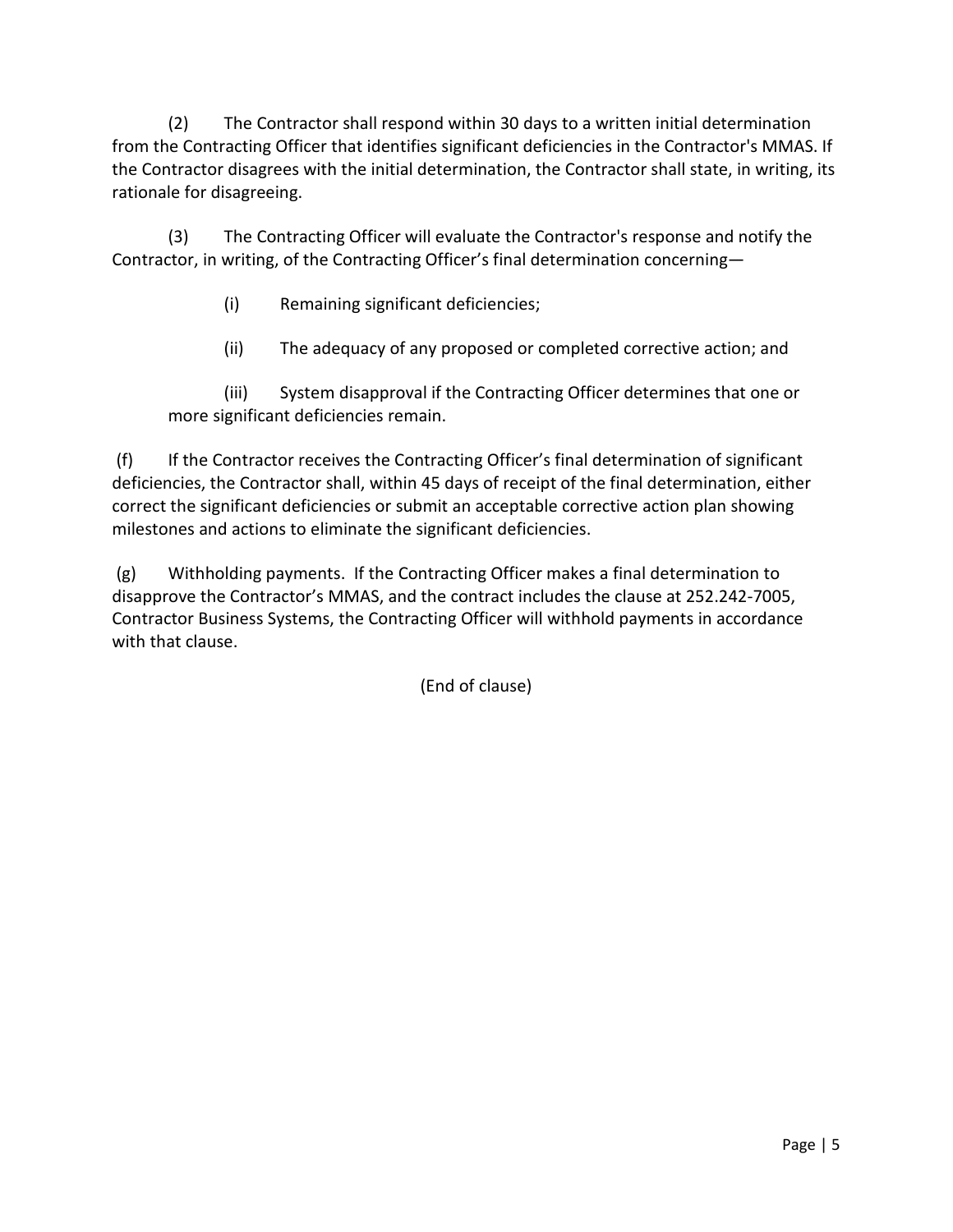(2) The Contractor shall respond within 30 days to a written initial determination from the Contracting Officer that identifies significant deficiencies in the Contractor's MMAS. If the Contractor disagrees with the initial determination, the Contractor shall state, in writing, its rationale for disagreeing.

(3) The Contracting Officer will evaluate the Contractor's response and notify the Contractor, in writing, of the Contracting Officer's final determination concerning—

(i) Remaining significant deficiencies;

(ii) The adequacy of any proposed or completed corrective action; and

(iii) System disapproval if the Contracting Officer determines that one or more significant deficiencies remain.

(f) If the Contractor receives the Contracting Officer's final determination of significant deficiencies, the Contractor shall, within 45 days of receipt of the final determination, either correct the significant deficiencies or submit an acceptable corrective action plan showing milestones and actions to eliminate the significant deficiencies.

(g) Withholding payments. If the Contracting Officer makes a final determination to disapprove the Contractor's MMAS, and the contract includes the clause at 252.242-7005, Contractor Business Systems, the Contracting Officer will withhold payments in accordance with that clause.

(End of clause)